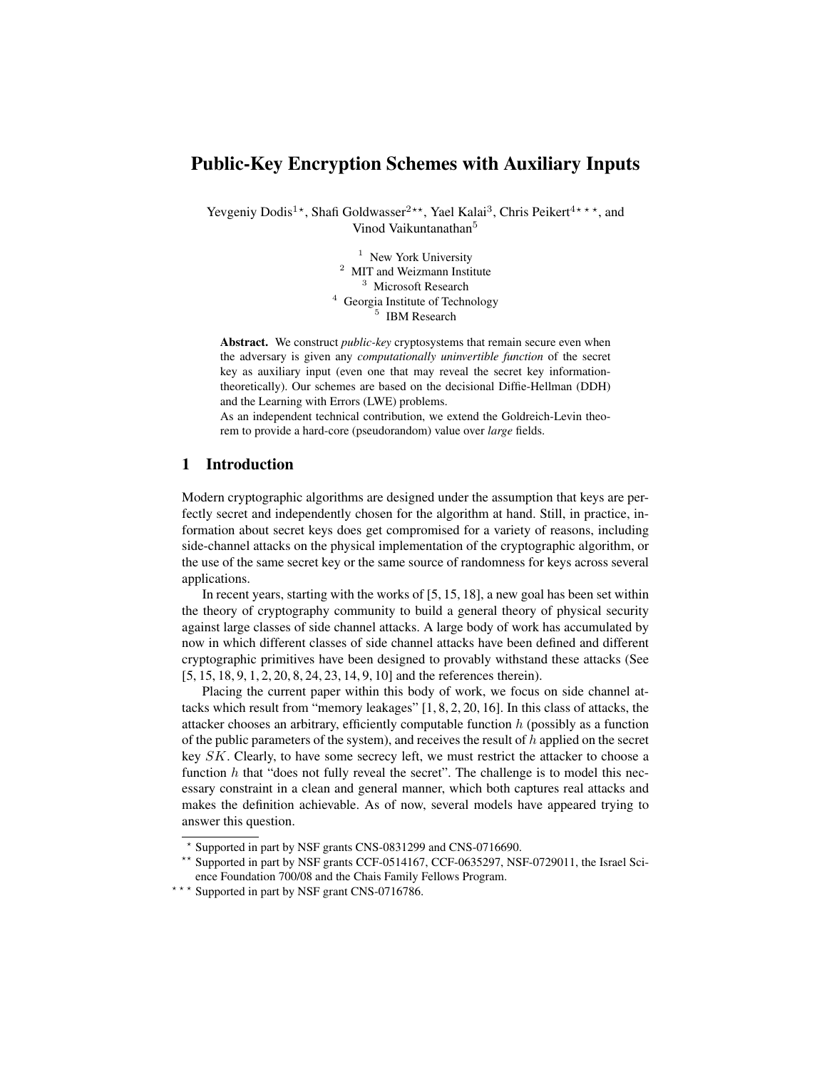# Public-Key Encryption Schemes with Auxiliary Inputs

Yevgeniy Dodis[1⋆], Shafi Goldwasser[2⋆⋆], Yael Kalai[3], Chris Peikert[4⋆⋆⋆], and Vinod Vaikuntanathan[5]

[1] New York University
[2] MIT and Weizmann Institute
[3] Microsoft Research
[4] Georgia Institute of Technology
[5] IBM Research

**Abstract.** We construct *public-key* cryptosystems that remain secure even when the adversary is given any *computationally uninvertible function* of the secret key as auxiliary input (even one that may reveal the secret key information-theoretically). Our schemes are based on the decisional Diffie-Hellman (DDH) and the Learning with Errors (LWE) problems.

As an independent technical contribution, we extend the Goldreich-Levin theorem to provide a hard-core (pseudorandom) value over *large* fields.

## 1 Introduction

Modern cryptographic algorithms are designed under the assumption that keys are perfectly secret and independently chosen for the algorithm at hand. Still, in practice, information about secret keys does get compromised for a variety of reasons, including side-channel attacks on the physical implementation of the cryptographic algorithm, or the use of the same secret key or the same source of randomness for keys across several applications.

In recent years, starting with the works of [5, 15, 18], a new goal has been set within the theory of cryptography community to build a general theory of physical security against large classes of side channel attacks. A large body of work has accumulated by now in which different classes of side channel attacks have been defined and different cryptographic primitives have been designed to provably withstand these attacks (See [5, 15, 18, 9, 1, 2, 20, 8, 24, 23, 14, 9, 10] and the references therein).

Placing the current paper within this body of work, we focus on side channel attacks which result from "memory leakages" [1, 8, 2, 20, 16]. In this class of attacks, the attacker chooses an arbitrary, efficiently computable function $h$ (possibly as a function of the public parameters of the system), and receives the result of $h$ applied on the secret key $SK$. Clearly, to have some secrecy left, we must restrict the attacker to choose a function $h$ that "does not fully reveal the secret". The challenge is to model this necessary constraint in a clean and general manner, which both captures real attacks and makes the definition achievable. As of now, several models have appeared trying to answer this question.

⋆ Supported in part by NSF grants CNS-0831299 and CNS-0716690.

⋆⋆ Supported in part by NSF grants CCF-0514167, CCF-0635297, NSF-0729011, the Israel Science Foundation 700/08 and the Chais Family Fellows Program.

⋆⋆⋆ Supported in part by NSF grant CNS-0716786.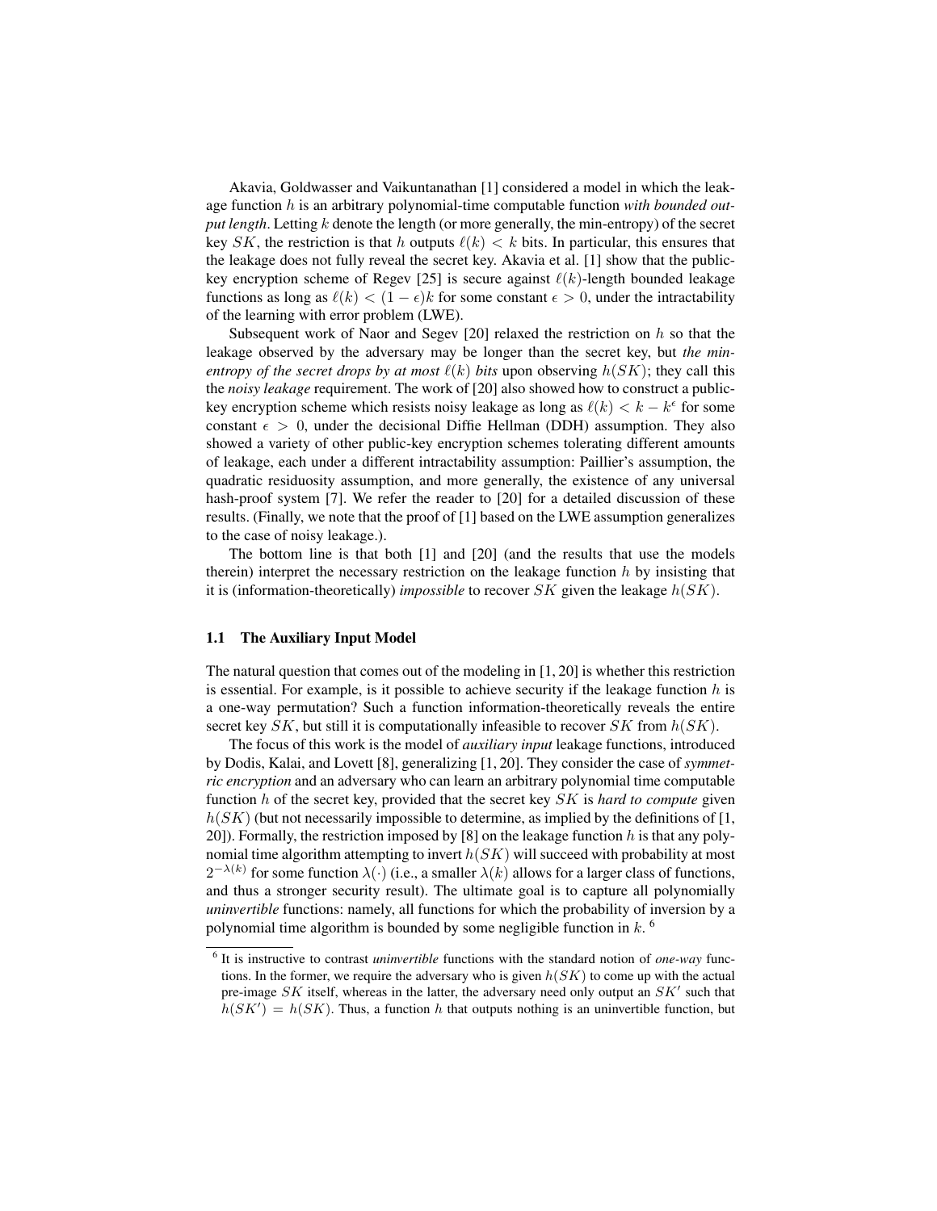Akavia, Goldwasser and Vaikuntanathan [1] considered a model in which the leakage function $h$ is an arbitrary polynomial-time computable function *with bounded output length*. Letting $k$ denote the length (or more generally, the min-entropy) of the secret key $SK$, the restriction is that $h$ outputs $\ell(k) < k$ bits. In particular, this ensures that the leakage does not fully reveal the secret key. Akavia et al. [1] show that the public-key encryption scheme of Regev [25] is secure against $\ell(k)$-length bounded leakage functions as long as $\ell(k) < (1-\epsilon)k$ for some constant $\epsilon > 0$, under the intractability of the learning with error problem (LWE).

Subsequent work of Naor and Segev [20] relaxed the restriction on $h$ so that the leakage observed by the adversary may be longer than the secret key, but *the min-entropy of the secret drops by at most $\ell(k)$ bits* upon observing $h(SK)$; they call this the *noisy leakage* requirement. The work of [20] also showed how to construct a public-key encryption scheme which resists noisy leakage as long as $\ell(k) < k - k^{\epsilon}$ for some constant $\epsilon > 0$, under the decisional Diffie Hellman (DDH) assumption. They also showed a variety of other public-key encryption schemes tolerating different amounts of leakage, each under a different intractability assumption: Paillier's assumption, the quadratic residuosity assumption, and more generally, the existence of any universal hash-proof system [7]. We refer the reader to [20] for a detailed discussion of these results. (Finally, we note that the proof of [1] based on the LWE assumption generalizes to the case of noisy leakage.).

The bottom line is that both [1] and [20] (and the results that use the models therein) interpret the necessary restriction on the leakage function $h$ by insisting that it is (information-theoretically) *impossible* to recover $SK$ given the leakage $h(SK)$.

### 1.1 The Auxiliary Input Model

The natural question that comes out of the modeling in [1, 20] is whether this restriction is essential. For example, is it possible to achieve security if the leakage function $h$ is a one-way permutation? Such a function information-theoretically reveals the entire secret key $SK$, but still it is computationally infeasible to recover $SK$ from $h(SK)$.

The focus of this work is the model of *auxiliary input* leakage functions, introduced by Dodis, Kalai, and Lovett [8], generalizing [1, 20]. They consider the case of *symmetric encryption* and an adversary who can learn an arbitrary polynomial time computable function $h$ of the secret key, provided that the secret key $SK$ is *hard to compute* given $h(SK)$ (but not necessarily impossible to determine, as implied by the definitions of [1, 20]). Formally, the restriction imposed by [8] on the leakage function $h$ is that any polynomial time algorithm attempting to invert $h(SK)$ will succeed with probability at most $2^{-\lambda(k)}$ for some function $\lambda(\cdot)$ (i.e., a smaller $\lambda(k)$ allows for a larger class of functions, and thus a stronger security result). The ultimate goal is to capture all polynomially *uninvertible* functions: namely, all functions for which the probability of inversion by a polynomial time algorithm is bounded by some negligible function in $k$. [6]

[6] It is instructive to contrast *uninvertible* functions with the standard notion of *one-way* functions. In the former, we require the adversary who is given $h(SK)$ to come up with the actual pre-image $SK$ itself, whereas in the latter, the adversary need only output an $SK'$ such that $h(SK') = h(SK)$. Thus, a function $h$ that outputs nothing is an uninvertible function, but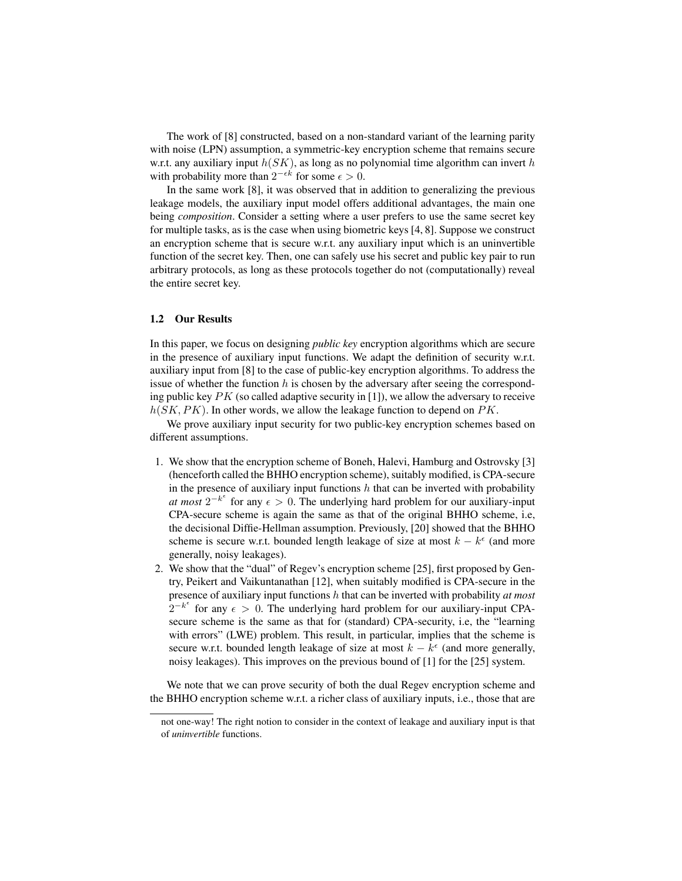The work of [8] constructed, based on a non-standard variant of the learning parity with noise (LPN) assumption, a symmetric-key encryption scheme that remains secure w.r.t. any auxiliary input $h(SK)$, as long as no polynomial time algorithm can invert $h$ with probability more than $2^{-\epsilon k}$ for some $\epsilon > 0$.

In the same work [8], it was observed that in addition to generalizing the previous leakage models, the auxiliary input model offers additional advantages, the main one being *composition*. Consider a setting where a user prefers to use the same secret key for multiple tasks, as is the case when using biometric keys [4, 8]. Suppose we construct an encryption scheme that is secure w.r.t. any auxiliary input which is an uninvertible function of the secret key. Then, one can safely use his secret and public key pair to run arbitrary protocols, as long as these protocols together do not (computationally) reveal the entire secret key.

### 1.2 Our Results

In this paper, we focus on designing *public key* encryption algorithms which are secure in the presence of auxiliary input functions. We adapt the definition of security w.r.t. auxiliary input from [8] to the case of public-key encryption algorithms. To address the issue of whether the function $h$ is chosen by the adversary after seeing the corresponding public key $PK$ (so called adaptive security in [1]), we allow the adversary to receive $h(SK, PK)$. In other words, we allow the leakage function to depend on $PK$.

We prove auxiliary input security for two public-key encryption schemes based on different assumptions.

1. We show that the encryption scheme of Boneh, Halevi, Hamburg and Ostrovsky [3] (henceforth called the BHHO encryption scheme), suitably modified, is CPA-secure in the presence of auxiliary input functions $h$ that can be inverted with probability *at most* $2^{-k^{\epsilon}}$ for any $\epsilon > 0$. The underlying hard problem for our auxiliary-input CPA-secure scheme is again the same as that of the original BHHO scheme, i.e, the decisional Diffie-Hellman assumption. Previously, [20] showed that the BHHO scheme is secure w.r.t. bounded length leakage of size at most $k - k^{\epsilon}$ (and more generally, noisy leakages).
2. We show that the "dual" of Regev's encryption scheme [25], first proposed by Gentry, Peikert and Vaikuntanathan [12], when suitably modified is CPA-secure in the presence of auxiliary input functions $h$ that can be inverted with probability *at most* $2^{-k^{\epsilon}}$ for any $\epsilon > 0$. The underlying hard problem for our auxiliary-input CPA-secure scheme is the same as that for (standard) CPA-security, i.e, the "learning with errors" (LWE) problem. This result, in particular, implies that the scheme is secure w.r.t. bounded length leakage of size at most $k - k^{\epsilon}$ (and more generally, noisy leakages). This improves on the previous bound of [1] for the [25] system.

We note that we can prove security of both the dual Regev encryption scheme and the BHHO encryption scheme w.r.t. a richer class of auxiliary inputs, i.e., those that are

not one-way! The right notion to consider in the context of leakage and auxiliary input is that of *uninvertible* functions.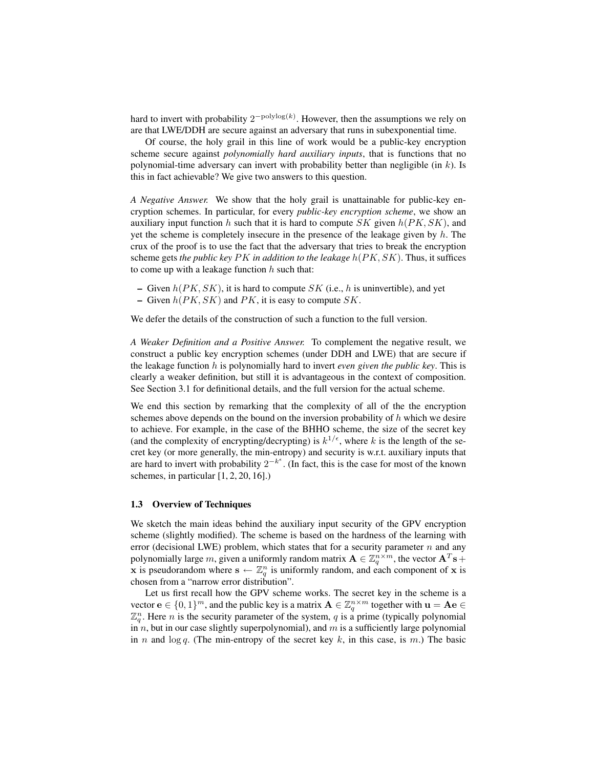hard to invert with probability $2^{-\text{polylog}(k)}$. However, then the assumptions we rely on are that LWE/DDH are secure against an adversary that runs in subexponential time.

Of course, the holy grail in this line of work would be a public-key encryption scheme secure against *polynomially hard auxiliary inputs*, that is functions that no polynomial-time adversary can invert with probability better than negligible (in $k$). Is this in fact achievable? We give two answers to this question.

*A Negative Answer.* We show that the holy grail is unattainable for public-key encryption schemes. In particular, for every *public-key encryption scheme*, we show an auxiliary input function $h$ such that it is hard to compute $SK$ given $h(PK, SK)$, and yet the scheme is completely insecure in the presence of the leakage given by $h$. The crux of the proof is to use the fact that the adversary that tries to break the encryption scheme gets *the public key $PK$ in addition to the leakage* $h(PK, SK)$. Thus, it suffices to come up with a leakage function $h$ such that:

- Given $h(PK, SK)$, it is hard to compute $SK$ (i.e., $h$ is uninvertible), and yet
- Given $h(PK, SK)$ and $PK$, it is easy to compute $SK$.

We defer the details of the construction of such a function to the full version.

*A Weaker Definition and a Positive Answer.* To complement the negative result, we construct a public key encryption schemes (under DDH and LWE) that are secure if the leakage function $h$ is polynomially hard to invert *even given the public key*. This is clearly a weaker definition, but still it is advantageous in the context of composition. See Section 3.1 for definitional details, and the full version for the actual scheme.

We end this section by remarking that the complexity of all of the the encryption schemes above depends on the bound on the inversion probability of $h$ which we desire to achieve. For example, in the case of the BHHO scheme, the size of the secret key (and the complexity of encrypting/decrypting) is $k^{1/\epsilon}$, where $k$ is the length of the secret key (or more generally, the min-entropy) and security is w.r.t. auxiliary inputs that are hard to invert with probability $2^{-k^{\epsilon}}$. (In fact, this is the case for most of the known schemes, in particular [1, 2, 20, 16].)

### 1.3 Overview of Techniques

We sketch the main ideas behind the auxiliary input security of the GPV encryption scheme (slightly modified). The scheme is based on the hardness of the learning with error (decisional LWE) problem, which states that for a security parameter $n$ and any polynomially large $m$, given a uniformly random matrix $\mathbf{A} \in \mathbb{Z}_q^{n \times m}$, the vector $\mathbf{A}^T\mathbf{s} + \mathbf{x}$ is pseudorandom where $\mathbf{s} \leftarrow \mathbb{Z}_q^n$ is uniformly random, and each component of $\mathbf{x}$ is chosen from a "narrow error distribution".

Let us first recall how the GPV scheme works. The secret key in the scheme is a vector $\mathbf{e} \in \{0, 1\}^m$, and the public key is a matrix $\mathbf{A} \in \mathbb{Z}_q^{n \times m}$ together with $\mathbf{u} = \mathbf{A}\mathbf{e} \in \mathbb{Z}_q^n$. Here $n$ is the security parameter of the system, $q$ is a prime (typically polynomial in $n$, but in our case slightly superpolynomial), and $m$ is a sufficiently large polynomial in $n$ and $\log q$. (The min-entropy of the secret key $k$, in this case, is $m$.) The basic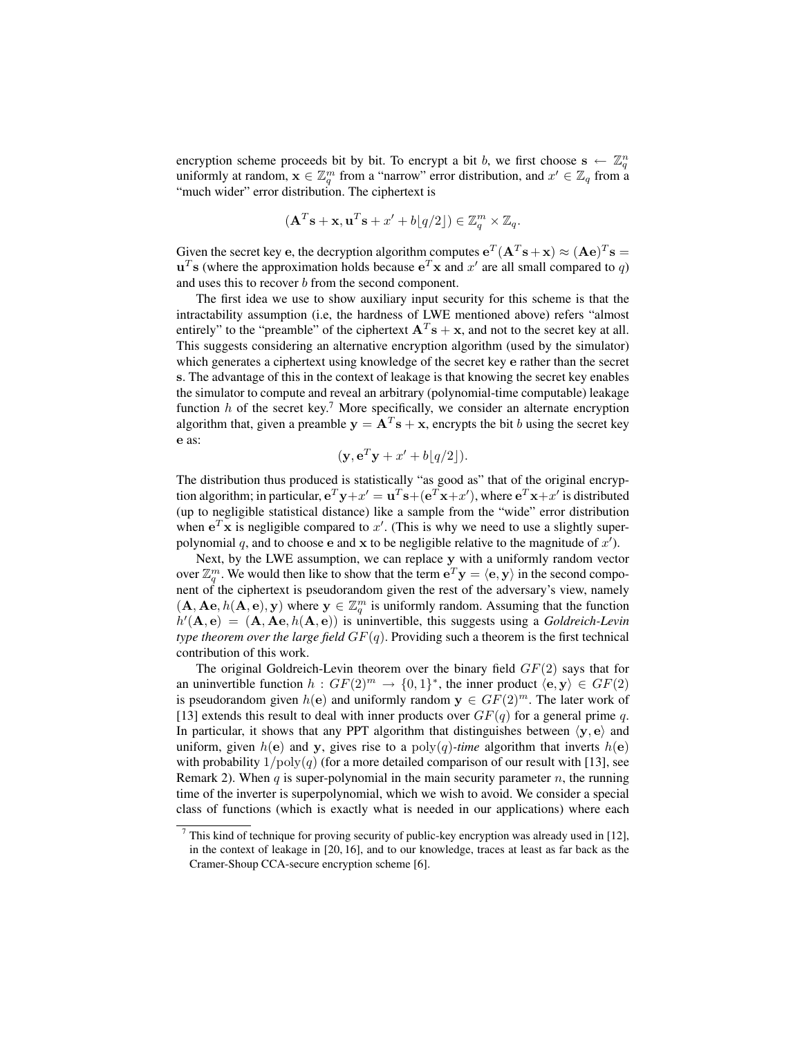encryption scheme proceeds bit by bit. To encrypt a bit $b$, we first choose $\mathbf{s} \leftarrow \mathbb{Z}_q^n$ uniformly at random, $\mathbf{x} \in \mathbb{Z}_q^m$ from a "narrow" error distribution, and $x' \in \mathbb{Z}_q$ from a "much wider" error distribution. The ciphertext is

$$(\mathbf{A}^T\mathbf{s} + \mathbf{x}, \mathbf{u}^T\mathbf{s} + x' + b\lfloor q/2 \rfloor) \in \mathbb{Z}_q^m \times \mathbb{Z}_q.$$

Given the secret key $\mathbf{e}$, the decryption algorithm computes $\mathbf{e}^T(\mathbf{A}^T\mathbf{s}+\mathbf{x}) \approx (\mathbf{A}\mathbf{e})^T\mathbf{s} = \mathbf{u}^T\mathbf{s}$ (where the approximation holds because $\mathbf{e}^T\mathbf{x}$ and $x'$ are all small compared to $q$) and uses this to recover $b$ from the second component.

The first idea we use to show auxiliary input security for this scheme is that the intractability assumption (i.e, the hardness of LWE mentioned above) refers "almost entirely" to the "preamble" of the ciphertext $\mathbf{A}^T\mathbf{s} + \mathbf{x}$, and not to the secret key at all. This suggests considering an alternative encryption algorithm (used by the simulator) which generates a ciphertext using knowledge of the secret key $\mathbf{e}$ rather than the secret $\mathbf{s}$. The advantage of this in the context of leakage is that knowing the secret key enables the simulator to compute and reveal an arbitrary (polynomial-time computable) leakage function $h$ of the secret key.[7] More specifically, we consider an alternate encryption algorithm that, given a preamble $\mathbf{y} = \mathbf{A}^T\mathbf{s} + \mathbf{x}$, encrypts the bit $b$ using the secret key $\mathbf{e}$ as:

$$(\mathbf{y}, \mathbf{e}^T\mathbf{y} + x' + b\lfloor q/2 \rfloor).$$

The distribution thus produced is statistically "as good as" that of the original encryption algorithm; in particular, $\mathbf{e}^T\mathbf{y}+x' = \mathbf{u}^T\mathbf{s}+(\mathbf{e}^T\mathbf{x}+x')$, where $\mathbf{e}^T\mathbf{x}+x'$ is distributed (up to negligible statistical distance) like a sample from the "wide" error distribution when $\mathbf{e}^T\mathbf{x}$ is negligible compared to $x'$. (This is why we need to use a slightly super-polynomial $q$, and to choose $\mathbf{e}$ and $\mathbf{x}$ to be negligible relative to the magnitude of $x'$).

Next, by the LWE assumption, we can replace $\mathbf{y}$ with a uniformly random vector over $\mathbb{Z}_q^m$. We would then like to show that the term $\mathbf{e}^T\mathbf{y} = \langle \mathbf{e}, \mathbf{y} \rangle$ in the second component of the ciphertext is pseudorandom given the rest of the adversary's view, namely $(\mathbf{A}, \mathbf{A}\mathbf{e}, h(\mathbf{A}, \mathbf{e}), \mathbf{y})$ where $\mathbf{y} \in \mathbb{Z}_q^m$ is uniformly random. Assuming that the function $h'(\mathbf{A}, \mathbf{e}) = (\mathbf{A}, \mathbf{A}\mathbf{e}, h(\mathbf{A}, \mathbf{e}))$ is uninvertible, this suggests using a *Goldreich-Levin type theorem over the large field* $GF(q)$. Providing such a theorem is the first technical contribution of this work.

The original Goldreich-Levin theorem over the binary field $GF(2)$ says that for an uninvertible function $h : GF(2)^m \rightarrow \{0,1\}^*$, the inner product $\langle \mathbf{e}, \mathbf{y} \rangle \in GF(2)$ is pseudorandom given $h(\mathbf{e})$ and uniformly random $\mathbf{y} \in GF(2)^m$. The later work of [13] extends this result to deal with inner products over $GF(q)$ for a general prime $q$. In particular, it shows that any PPT algorithm that distinguishes between $\langle \mathbf{y}, \mathbf{e} \rangle$ and uniform, given $h(\mathbf{e})$ and $\mathbf{y}$, gives rise to a $\mathrm{poly}(q)$*-time* algorithm that inverts $h(\mathbf{e})$ with probability $1/\mathrm{poly}(q)$ (for a more detailed comparison of our result with [13], see Remark 2). When $q$ is super-polynomial in the main security parameter $n$, the running time of the inverter is superpolynomial, which we wish to avoid. We consider a special class of functions (which is exactly what is needed in our applications) where each

[7] This kind of technique for proving security of public-key encryption was already used in [12], in the context of leakage in [20, 16], and to our knowledge, traces at least as far back as the Cramer-Shoup CCA-secure encryption scheme [6].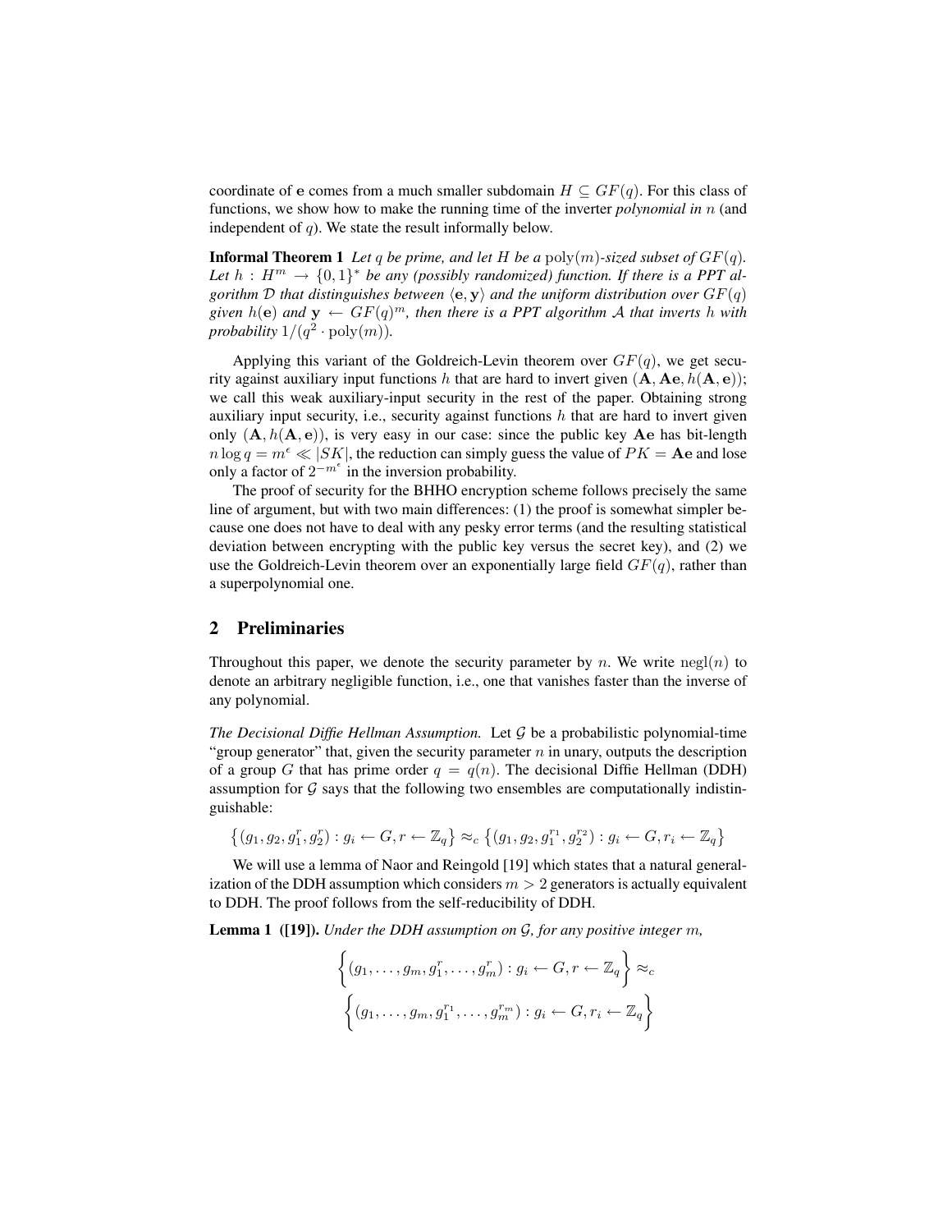coordinate of $\mathbf{e}$ comes from a much smaller subdomain $H \subseteq GF(q)$. For this class of functions, we show how to make the running time of the inverter *polynomial in* $n$ (and independent of $q$). We state the result informally below.

**Informal Theorem 1** *Let $q$ be prime, and let $H$ be a $\mathrm{poly}(m)$-sized subset of $GF(q)$. Let $h : H^m \to \{0,1\}^*$ be any (possibly randomized) function. If there is a PPT algorithm $\mathcal{D}$ that distinguishes between $\langle \mathbf{e}, \mathbf{y} \rangle$ and the uniform distribution over $GF(q)$ given $h(\mathbf{e})$ and $\mathbf{y} \leftarrow GF(q)^m$, then there is a PPT algorithm $\mathcal{A}$ that inverts $h$ with probability $1/(q^2 \cdot \mathrm{poly}(m))$.*

Applying this variant of the Goldreich-Levin theorem over $GF(q)$, we get security against auxiliary input functions $h$ that are hard to invert given $(\mathbf{A}, \mathbf{Ae}, h(\mathbf{A}, \mathbf{e}))$; we call this weak auxiliary-input security in the rest of the paper. Obtaining strong auxiliary input security, i.e., security against functions $h$ that are hard to invert given only $(\mathbf{A}, h(\mathbf{A}, \mathbf{e}))$, is very easy in our case: since the public key $\mathbf{Ae}$ has bit-length $n \log q = m^\epsilon \ll |SK|$, the reduction can simply guess the value of $PK = \mathbf{Ae}$ and lose only a factor of $2^{-m^\epsilon}$ in the inversion probability.

The proof of security for the BHHO encryption scheme follows precisely the same line of argument, but with two main differences: (1) the proof is somewhat simpler because one does not have to deal with any pesky error terms (and the resulting statistical deviation between encrypting with the public key versus the secret key), and (2) we use the Goldreich-Levin theorem over an exponentially large field $GF(q)$, rather than a superpolynomial one.

## 2 Preliminaries

Throughout this paper, we denote the security parameter by $n$. We write $\mathrm{negl}(n)$ to denote an arbitrary negligible function, i.e., one that vanishes faster than the inverse of any polynomial.

*The Decisional Diffie Hellman Assumption.* Let $\mathcal{G}$ be a probabilistic polynomial-time "group generator" that, given the security parameter $n$ in unary, outputs the description of a group $G$ that has prime order $q = q(n)$. The decisional Diffie Hellman (DDH) assumption for $\mathcal{G}$ says that the following two ensembles are computationally indistinguishable:

$$\left\{(g_1, g_2, g_1^r, g_2^r) : g_i \leftarrow G, r \leftarrow \mathbb{Z}_q\right\} \approx_c \left\{(g_1, g_2, g_1^{r_1}, g_2^{r_2}) : g_i \leftarrow G, r_i \leftarrow \mathbb{Z}_q\right\}$$

We will use a lemma of Naor and Reingold [19] which states that a natural generalization of the DDH assumption which considers $m > 2$ generators is actually equivalent to DDH. The proof follows from the self-reducibility of DDH.

**Lemma 1 ([19]).** *Under the DDH assumption on $\mathcal{G}$, for any positive integer $m$,*

$$\left\{(g_1, \ldots, g_m, g_1^r, \ldots, g_m^r) : g_i \leftarrow G, r \leftarrow \mathbb{Z}_q\right\} \approx_c$$
$$\left\{(g_1, \ldots, g_m, g_1^{r_1}, \ldots, g_m^{r_m}) : g_i \leftarrow G, r_i \leftarrow \mathbb{Z}_q\right\}$$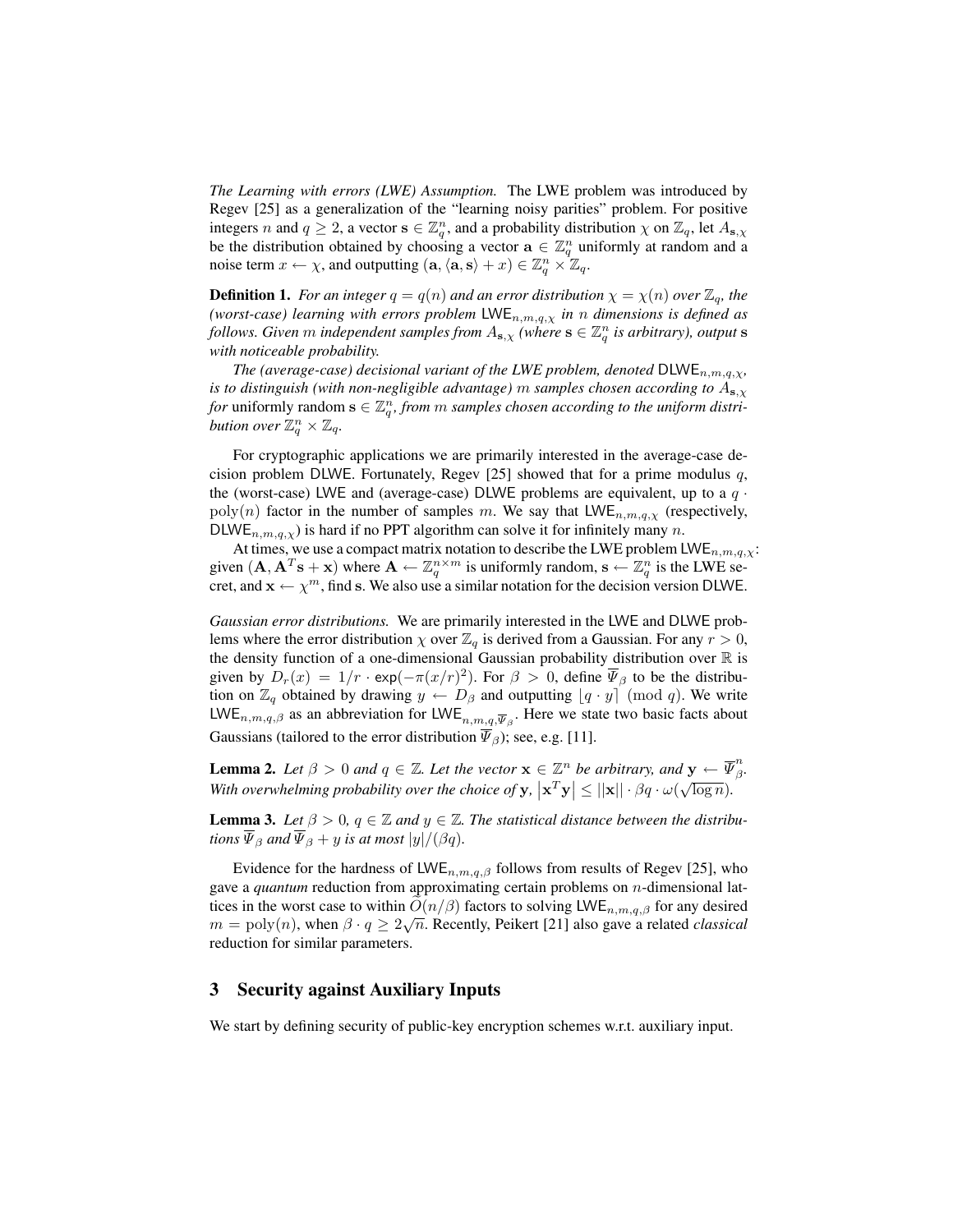*The Learning with errors (LWE) Assumption.* The LWE problem was introduced by Regev [25] as a generalization of the "learning noisy parities" problem. For positive integers $n$ and $q \geq 2$, a vector $\mathbf{s} \in \mathbb{Z}_q^n$, and a probability distribution $\chi$ on $\mathbb{Z}_q$, let $A_{\mathbf{s},\chi}$ be the distribution obtained by choosing a vector $\mathbf{a} \in \mathbb{Z}_q^n$ uniformly at random and a noise term $x \leftarrow \chi$, and outputting $(\mathbf{a}, \langle \mathbf{a}, \mathbf{s} \rangle + x) \in \mathbb{Z}_q^n \times \mathbb{Z}_q$.

**Definition 1.** *For an integer $q = q(n)$ and an error distribution $\chi = \chi(n)$ over $\mathbb{Z}_q$, the (worst-case) learning with errors problem $\mathsf{LWE}_{n,m,q,\chi}$ in $n$ dimensions is defined as follows. Given $m$ independent samples from $A_{\mathbf{s},\chi}$ (where $\mathbf{s} \in \mathbb{Z}_q^n$ is arbitrary), output $\mathbf{s}$ with noticeable probability.*

*The (average-case) decisional variant of the LWE problem, denoted $\mathsf{DLWE}_{n,m,q,\chi}$, is to distinguish (with non-negligible advantage) $m$ samples chosen according to $A_{\mathbf{s},\chi}$ for* uniformly random *$\mathbf{s} \in \mathbb{Z}_q^n$, from $m$ samples chosen according to the uniform distribution over $\mathbb{Z}_q^n \times \mathbb{Z}_q$.*

For cryptographic applications we are primarily interested in the average-case decision problem DLWE. Fortunately, Regev [25] showed that for a prime modulus $q$, the (worst-case) LWE and (average-case) DLWE problems are equivalent, up to a $q \cdot \mathrm{poly}(n)$ factor in the number of samples $m$. We say that $\mathsf{LWE}_{n,m,q,\chi}$ (respectively, $\mathsf{DLWE}_{n,m,q,\chi}$) is hard if no PPT algorithm can solve it for infinitely many $n$.

At times, we use a compact matrix notation to describe the LWE problem $\mathsf{LWE}_{n,m,q,\chi}$: given $(\mathbf{A}, \mathbf{A}^T\mathbf{s} + \mathbf{x})$ where $\mathbf{A} \leftarrow \mathbb{Z}_q^{n \times m}$ is uniformly random, $\mathbf{s} \leftarrow \mathbb{Z}_q^n$ is the LWE secret, and $\mathbf{x} \leftarrow \chi^m$, find $\mathbf{s}$. We also use a similar notation for the decision version DLWE.

*Gaussian error distributions.* We are primarily interested in the LWE and DLWE problems where the error distribution $\chi$ over $\mathbb{Z}_q$ is derived from a Gaussian. For any $r > 0$, the density function of a one-dimensional Gaussian probability distribution over $\mathbb{R}$ is given by $D_r(x) = 1/r \cdot \exp(-\pi(x/r)^2)$. For $\beta > 0$, define $\overline{\Psi}_\beta$ to be the distribution on $\mathbb{Z}_q$ obtained by drawing $y \leftarrow D_\beta$ and outputting $\lfloor q \cdot y \rceil \pmod q$. We write $\mathsf{LWE}_{n,m,q,\beta}$ as an abbreviation for $\mathsf{LWE}_{n,m,q,\overline{\Psi}_\beta}$. Here we state two basic facts about Gaussians (tailored to the error distribution $\overline{\Psi}_\beta$); see, e.g. [11].

**Lemma 2.** *Let $\beta > 0$ and $q \in \mathbb{Z}$. Let the vector $\mathbf{x} \in \mathbb{Z}^n$ be arbitrary, and $\mathbf{y} \leftarrow \overline{\Psi}_\beta^n$. With overwhelming probability over the choice of $\mathbf{y}$, $\left|\mathbf{x}^T\mathbf{y}\right| \leq ||\mathbf{x}|| \cdot \beta q \cdot \omega(\sqrt{\log n})$.*

**Lemma 3.** *Let $\beta > 0$, $q \in \mathbb{Z}$ and $y \in \mathbb{Z}$. The statistical distance between the distributions $\overline{\Psi}_\beta$ and $\overline{\Psi}_\beta + y$ is at most $|y|/(\beta q)$.*

Evidence for the hardness of $\mathsf{LWE}_{n,m,q,\beta}$ follows from results of Regev [25], who gave a *quantum* reduction from approximating certain problems on $n$-dimensional lattices in the worst case to within $\tilde{O}(n/\beta)$ factors to solving $\mathsf{LWE}_{n,m,q,\beta}$ for any desired $m = \mathrm{poly}(n)$, when $\beta \cdot q \geq 2\sqrt{n}$. Recently, Peikert [21] also gave a related *classical* reduction for similar parameters.

## 3 Security against Auxiliary Inputs

We start by defining security of public-key encryption schemes w.r.t. auxiliary input.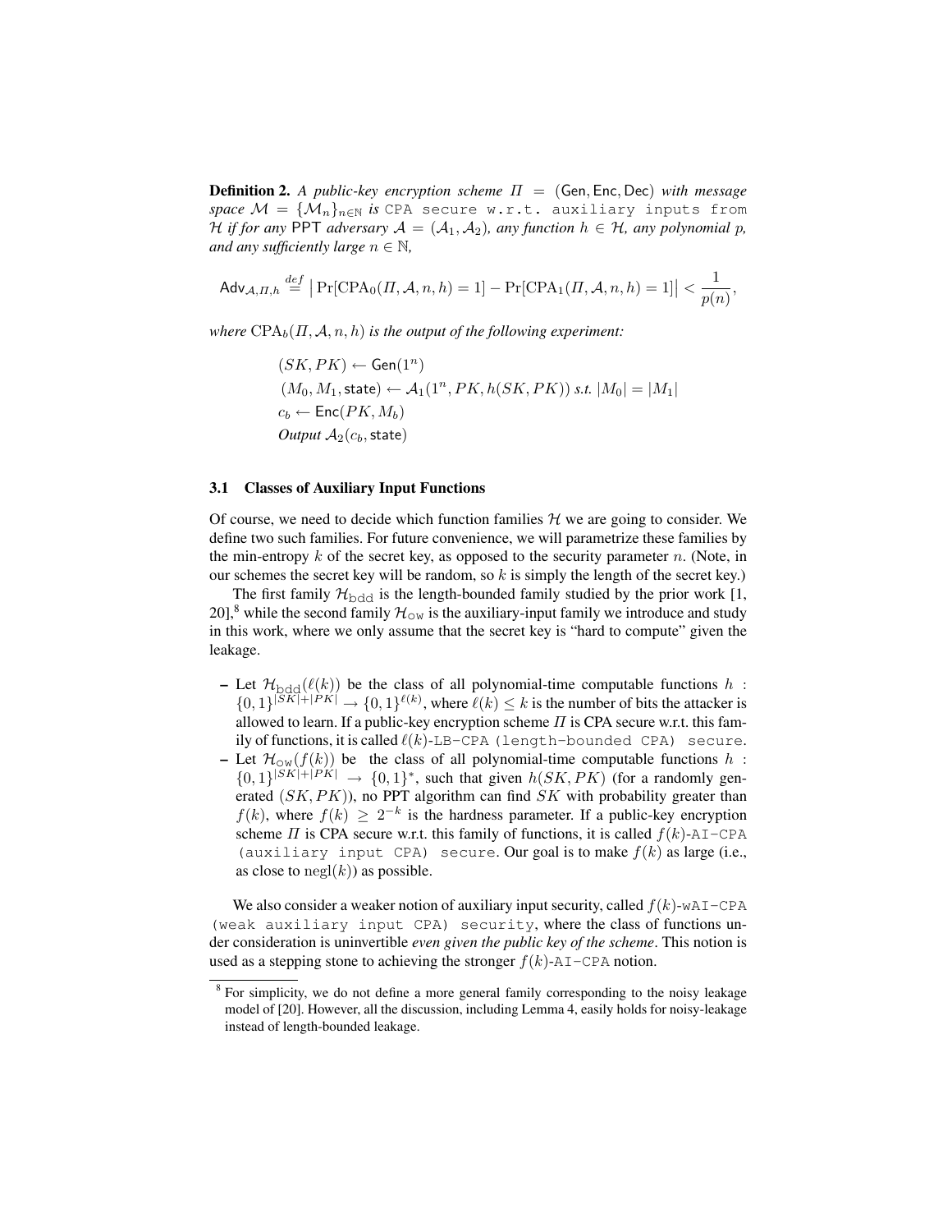**Definition 2.** *A public-key encryption scheme* $\Pi = (\mathsf{Gen}, \mathsf{Enc}, \mathsf{Dec})$ *with message space* $\mathcal{M} = \{\mathcal{M}_n\}_{n\in\mathbb{N}}$ *is* `CPA secure w.r.t. auxiliary inputs from` $\mathcal{H}$ *if for any* PPT *adversary* $\mathcal{A} = (\mathcal{A}_1, \mathcal{A}_2)$*, any function* $h \in \mathcal{H}$*, any polynomial* $p$*, and any sufficiently large* $n \in \mathbb{N}$*,*

$$\mathsf{Adv}_{\mathcal{A},\Pi,h} \stackrel{def}{=} \left|\Pr[\mathrm{CPA}_0(\Pi,\mathcal{A},n,h)=1] - \Pr[\mathrm{CPA}_1(\Pi,\mathcal{A},n,h)=1]\right| < \frac{1}{p(n)},$$

*where* $\mathrm{CPA}_b(\Pi,\mathcal{A},n,h)$ *is the output of the following experiment:*

$(SK, PK) \leftarrow \mathsf{Gen}(1^n)$
$(M_0, M_1, \mathsf{state}) \leftarrow \mathcal{A}_1(1^n, PK, h(SK, PK))$ *s.t.* $|M_0| = |M_1|$
$c_b \leftarrow \mathsf{Enc}(PK, M_b)$
*Output* $\mathcal{A}_2(c_b, \mathsf{state})$

### 3.1 Classes of Auxiliary Input Functions

Of course, we need to decide which function families $\mathcal{H}$ we are going to consider. We define two such families. For future convenience, we will parametrize these families by the min-entropy $k$ of the secret key, as opposed to the security parameter $n$. (Note, in our schemes the secret key will be random, so $k$ is simply the length of the secret key.)

The first family $\mathcal{H}_{\mathrm{bdd}}$ is the length-bounded family studied by the prior work [1, 20],[8] while the second family $\mathcal{H}_{\mathrm{ow}}$ is the auxiliary-input family we introduce and study in this work, where we only assume that the secret key is "hard to compute" given the leakage.

- Let $\mathcal{H}_{\mathrm{bdd}}(\ell(k))$ be the class of all polynomial-time computable functions $h : \{0,1\}^{|SK|+|PK|} \to \{0,1\}^{\ell(k)}$, where $\ell(k) \le k$ is the number of bits the attacker is allowed to learn. If a public-key encryption scheme $\Pi$ is CPA secure w.r.t. this family of functions, it is called $\ell(k)$-`LB-CPA (length-bounded CPA) secure`.
- Let $\mathcal{H}_{\mathrm{ow}}(f(k))$ be the class of all polynomial-time computable functions $h : \{0,1\}^{|SK|+|PK|} \to \{0,1\}^*$, such that given $h(SK, PK)$ (for a randomly generated $(SK, PK)$), no PPT algorithm can find $SK$ with probability greater than $f(k)$, where $f(k) \ge 2^{-k}$ is the hardness parameter. If a public-key encryption scheme $\Pi$ is CPA secure w.r.t. this family of functions, it is called $f(k)$-`AI-CPA (auxiliary input CPA) secure`. Our goal is to make $f(k)$ as large (i.e., as close to $\mathrm{negl}(k)$) as possible.

We also consider a weaker notion of auxiliary input security, called $f(k)$-`wAI-CPA (weak auxiliary input CPA) security`, where the class of functions under consideration is uninvertible *even given the public key of the scheme*. This notion is used as a stepping stone to achieving the stronger $f(k)$-`AI-CPA` notion.

[8] For simplicity, we do not define a more general family corresponding to the noisy leakage model of [20]. However, all the discussion, including Lemma 4, easily holds for noisy-leakage instead of length-bounded leakage.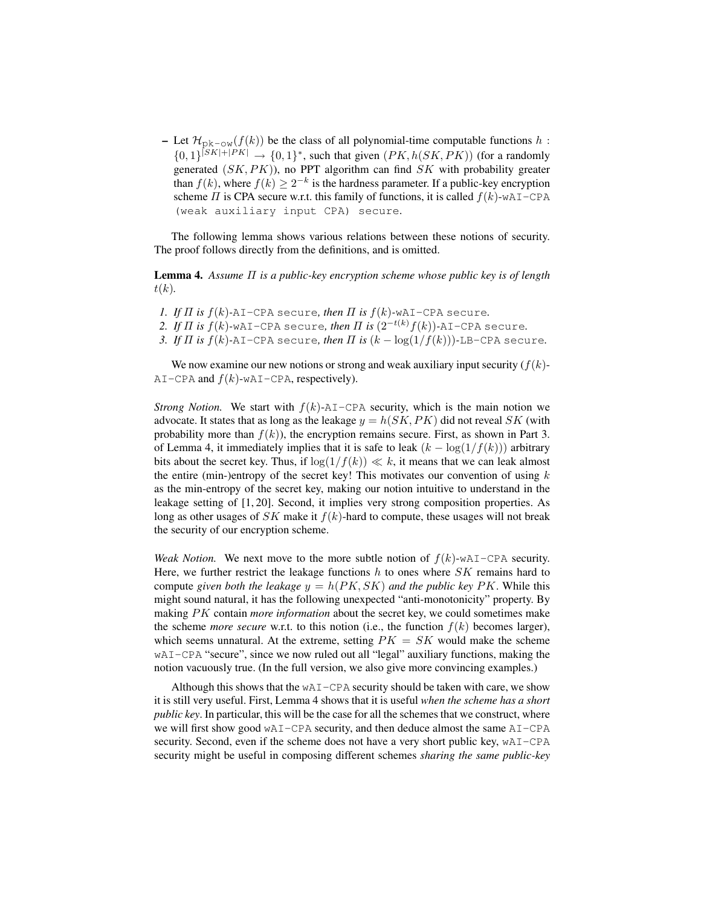- Let $\mathcal{H}_{\texttt{pk-ow}}(f(k))$ be the class of all polynomial-time computable functions $h : \{0,1\}^{|SK|+|PK|} \to \{0,1\}^*$, such that given $(PK, h(SK, PK))$ (for a randomly generated $(SK, PK)$), no PPT algorithm can find $SK$ with probability greater than $f(k)$, where $f(k) \geq 2^{-k}$ is the hardness parameter. If a public-key encryption scheme $\Pi$ is CPA secure w.r.t. this family of functions, it is called $f(k)$-`wAI-CPA (weak auxiliary input CPA) secure`.

The following lemma shows various relations between these notions of security. The proof follows directly from the definitions, and is omitted.

**Lemma 4.** *Assume $\Pi$ is a public-key encryption scheme whose public key is of length $t(k)$.*

1. *If $\Pi$ is $f(k)$-*`AI-CPA secure`*, then $\Pi$ is $f(k)$-*`wAI-CPA secure`*.*
2. *If $\Pi$ is $f(k)$-*`wAI-CPA secure`*, then $\Pi$ is $(2^{-t(k)}f(k))$-*`AI-CPA secure`*.*
3. *If $\Pi$ is $f(k)$-*`AI-CPA secure`*, then $\Pi$ is $(k - \log(1/f(k)))$-*`LB-CPA secure`*.*

We now examine our new notions or strong and weak auxiliary input security ($f(k)$-`AI-CPA` and $f(k)$-`wAI-CPA`, respectively).

*Strong Notion.* We start with $f(k)$-`AI-CPA` security, which is the main notion we advocate. It states that as long as the leakage $y = h(SK, PK)$ did not reveal $SK$ (with probability more than $f(k)$), the encryption remains secure. First, as shown in Part 3. of Lemma 4, it immediately implies that it is safe to leak $(k - \log(1/f(k)))$ arbitrary bits about the secret key. Thus, if $\log(1/f(k)) \ll k$, it means that we can leak almost the entire (min-)entropy of the secret key! This motivates our convention of using $k$ as the min-entropy of the secret key, making our notion intuitive to understand in the leakage setting of [1, 20]. Second, it implies very strong composition properties. As long as other usages of $SK$ make it $f(k)$-hard to compute, these usages will not break the security of our encryption scheme.

*Weak Notion.* We next move to the more subtle notion of $f(k)$-`wAI-CPA` security. Here, we further restrict the leakage functions $h$ to ones where $SK$ remains hard to compute *given both the leakage $y = h(PK, SK)$ and the public key $PK$*. While this might sound natural, it has the following unexpected "anti-monotonicity" property. By making $PK$ contain *more information* about the secret key, we could sometimes make the scheme *more secure* w.r.t. to this notion (i.e., the function $f(k)$ becomes larger), which seems unnatural. At the extreme, setting $PK = SK$ would make the scheme `wAI-CPA` "secure", since we now ruled out all "legal" auxiliary functions, making the notion vacuously true. (In the full version, we also give more convincing examples.)

Although this shows that the `wAI-CPA` security should be taken with care, we show it is still very useful. First, Lemma 4 shows that it is useful *when the scheme has a short public key*. In particular, this will be the case for all the schemes that we construct, where we will first show good `wAI-CPA` security, and then deduce almost the same `AI-CPA` security. Second, even if the scheme does not have a very short public key, `wAI-CPA` security might be useful in composing different schemes *sharing the same public-key*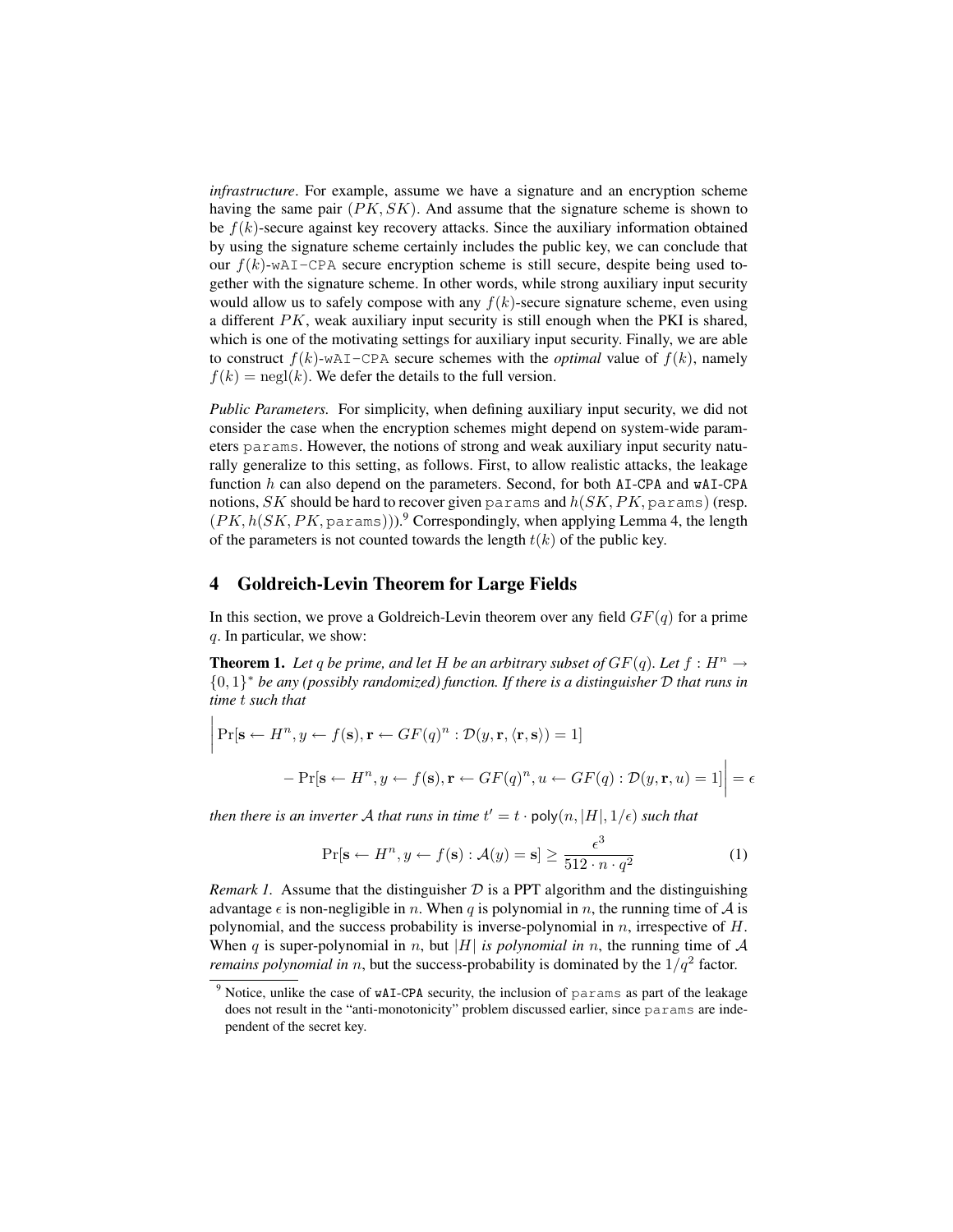*infrastructure*. For example, assume we have a signature and an encryption scheme having the same pair $(PK, SK)$. And assume that the signature scheme is shown to be $f(k)$-secure against key recovery attacks. Since the auxiliary information obtained by using the signature scheme certainly includes the public key, we can conclude that our $f(k)$-wAI-CPA secure encryption scheme is still secure, despite being used together with the signature scheme. In other words, while strong auxiliary input security would allow us to safely compose with any $f(k)$-secure signature scheme, even using a different $PK$, weak auxiliary input security is still enough when the PKI is shared, which is one of the motivating settings for auxiliary input security. Finally, we are able to construct $f(k)$-wAI-CPA secure schemes with the *optimal* value of $f(k)$, namely $f(k) = \text{negl}(k)$. We defer the details to the full version.

*Public Parameters.* For simplicity, when defining auxiliary input security, we did not consider the case when the encryption schemes might depend on system-wide parameters params. However, the notions of strong and weak auxiliary input security naturally generalize to this setting, as follows. First, to allow realistic attacks, the leakage function $h$ can also depend on the parameters. Second, for both AI-CPA and wAI-CPA notions, $SK$ should be hard to recover given params and $h(SK, PK, \texttt{params})$ (resp. $(PK, h(SK, PK, \texttt{params}))$).[9] Correspondingly, when applying Lemma 4, the length of the parameters is not counted towards the length $t(k)$ of the public key.

## 4 Goldreich-Levin Theorem for Large Fields

In this section, we prove a Goldreich-Levin theorem over any field $GF(q)$ for a prime $q$. In particular, we show:

**Theorem 1.** *Let $q$ be prime, and let $H$ be an arbitrary subset of $GF(q)$. Let $f : H^n \to \{0,1\}^*$ be any (possibly randomized) function. If there is a distinguisher $\mathcal{D}$ that runs in time $t$ such that*

$$\Big| \Pr[\mathbf{s} \leftarrow H^n, y \leftarrow f(\mathbf{s}), \mathbf{r} \leftarrow GF(q)^n : \mathcal{D}(y, \mathbf{r}, \langle \mathbf{r}, \mathbf{s} \rangle) = 1] - \Pr[\mathbf{s} \leftarrow H^n, y \leftarrow f(\mathbf{s}), \mathbf{r} \leftarrow GF(q)^n, u \leftarrow GF(q) : \mathcal{D}(y, \mathbf{r}, u) = 1] \Big| = \epsilon$$

*then there is an inverter $\mathcal{A}$ that runs in time $t' = t \cdot \mathsf{poly}(n, |H|, 1/\epsilon)$ such that*

$$\Pr[\mathbf{s} \leftarrow H^n, y \leftarrow f(\mathbf{s}) : \mathcal{A}(y) = \mathbf{s}] \geq \frac{\epsilon^3}{512 \cdot n \cdot q^2} \quad (1)$$

*Remark 1.* Assume that the distinguisher $\mathcal{D}$ is a PPT algorithm and the distinguishing advantage $\epsilon$ is non-negligible in $n$. When $q$ is polynomial in $n$, the running time of $\mathcal{A}$ is polynomial, and the success probability is inverse-polynomial in $n$, irrespective of $H$. When $q$ is super-polynomial in $n$, but $|H|$ *is polynomial in* $n$, the running time of $\mathcal{A}$ *remains polynomial in* $n$, but the success-probability is dominated by the $1/q^2$ factor.

[9] Notice, unlike the case of wAI-CPA security, the inclusion of params as part of the leakage does not result in the "anti-monotonicity" problem discussed earlier, since params are independent of the secret key.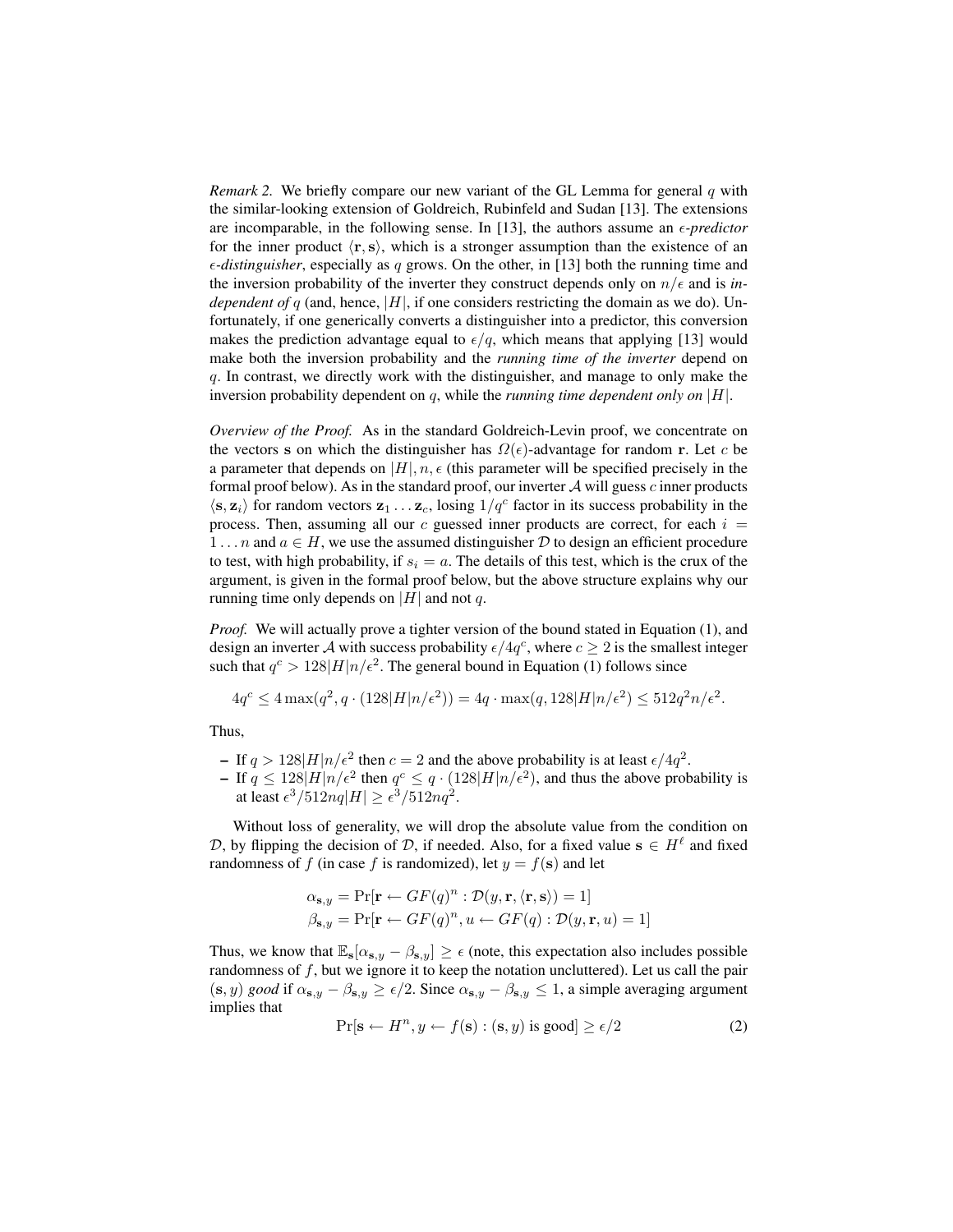*Remark 2.* We briefly compare our new variant of the GL Lemma for general $q$ with the similar-looking extension of Goldreich, Rubinfeld and Sudan [13]. The extensions are incomparable, in the following sense. In [13], the authors assume an *$\epsilon$-predictor* for the inner product $\langle \mathbf{r}, \mathbf{s} \rangle$, which is a stronger assumption than the existence of an *$\epsilon$-distinguisher*, especially as $q$ grows. On the other, in [13] both the running time and the inversion probability of the inverter they construct depends only on $n/\epsilon$ and is *independent of* $q$ (and, hence, $|H|$, if one considers restricting the domain as we do). Unfortunately, if one generically converts a distinguisher into a predictor, this conversion makes the prediction advantage equal to $\epsilon/q$, which means that applying [13] would make both the inversion probability and the *running time of the inverter* depend on $q$. In contrast, we directly work with the distinguisher, and manage to only make the inversion probability dependent on $q$, while the *running time dependent only on* $|H|$.

*Overview of the Proof.* As in the standard Goldreich-Levin proof, we concentrate on the vectors $\mathbf{s}$ on which the distinguisher has $\Omega(\epsilon)$-advantage for random $\mathbf{r}$. Let $c$ be a parameter that depends on $|H|, n, \epsilon$ (this parameter will be specified precisely in the formal proof below). As in the standard proof, our inverter $\mathcal{A}$ will guess $c$ inner products $\langle \mathbf{s}, \mathbf{z}_i \rangle$ for random vectors $\mathbf{z}_1 \ldots \mathbf{z}_c$, losing $1/q^c$ factor in its success probability in the process. Then, assuming all our $c$ guessed inner products are correct, for each $i = 1 \ldots n$ and $a \in H$, we use the assumed distinguisher $\mathcal{D}$ to design an efficient procedure to test, with high probability, if $s_i = a$. The details of this test, which is the crux of the argument, is given in the formal proof below, but the above structure explains why our running time only depends on $|H|$ and not $q$.

*Proof.* We will actually prove a tighter version of the bound stated in Equation (1), and design an inverter $\mathcal{A}$ with success probability $\epsilon/4q^c$, where $c \geq 2$ is the smallest integer such that $q^c > 128|H|n/\epsilon^2$. The general bound in Equation (1) follows since

$$4q^c \leq 4\max(q^2, q \cdot (128|H|n/\epsilon^2)) = 4q \cdot \max(q, 128|H|n/\epsilon^2) \leq 512q^2n/\epsilon^2.$$

Thus,

- If $q > 128|H|n/\epsilon^2$ then $c = 2$ and the above probability is at least $\epsilon/4q^2$.
- If $q \leq 128|H|n/\epsilon^2$ then $q^c \leq q \cdot (128|H|n/\epsilon^2)$, and thus the above probability is at least $\epsilon^3/512nq|H| \geq \epsilon^3/512nq^2$.

Without loss of generality, we will drop the absolute value from the condition on $\mathcal{D}$, by flipping the decision of $\mathcal{D}$, if needed. Also, for a fixed value $\mathbf{s} \in H^\ell$ and fixed randomness of $f$ (in case $f$ is randomized), let $y = f(\mathbf{s})$ and let

$$\alpha_{\mathbf{s},y} = \Pr[\mathbf{r} \leftarrow GF(q)^n : \mathcal{D}(y, \mathbf{r}, \langle \mathbf{r}, \mathbf{s} \rangle) = 1]$$
$$\beta_{\mathbf{s},y} = \Pr[\mathbf{r} \leftarrow GF(q)^n, u \leftarrow GF(q) : \mathcal{D}(y, \mathbf{r}, u) = 1]$$

Thus, we know that $\mathbb{E}_{\mathbf{s}}[\alpha_{\mathbf{s},y} - \beta_{\mathbf{s},y}] \geq \epsilon$ (note, this expectation also includes possible randomness of $f$, but we ignore it to keep the notation uncluttered). Let us call the pair $(\mathbf{s}, y)$ *good* if $\alpha_{\mathbf{s},y} - \beta_{\mathbf{s},y} \geq \epsilon/2$. Since $\alpha_{\mathbf{s},y} - \beta_{\mathbf{s},y} \leq 1$, a simple averaging argument implies that

$$\Pr[\mathbf{s} \leftarrow H^n, y \leftarrow f(\mathbf{s}) : (\mathbf{s}, y) \text{ is good}] \geq \epsilon/2 \tag{2}$$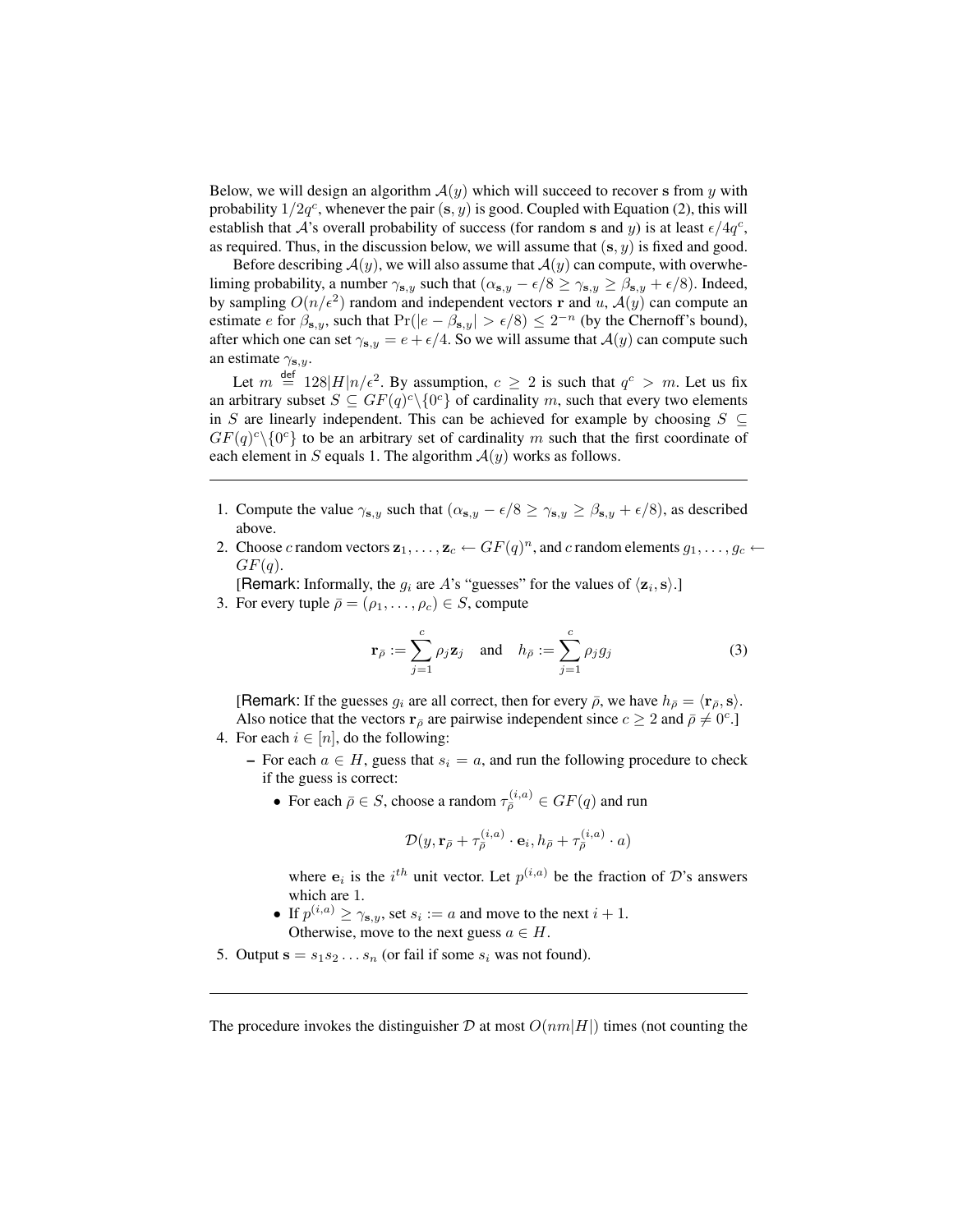Below, we will design an algorithm $\mathcal{A}(y)$ which will succeed to recover $\mathbf{s}$ from $y$ with probability $1/2q^c$, whenever the pair $(\mathbf{s}, y)$ is good. Coupled with Equation (2), this will establish that $\mathcal{A}$'s overall probability of success (for random $\mathbf{s}$ and $y$) is at least $\epsilon/4q^c$, as required. Thus, in the discussion below, we will assume that $(\mathbf{s}, y)$ is fixed and good.

Before describing $\mathcal{A}(y)$, we will also assume that $\mathcal{A}(y)$ can compute, with overwhelming probability, a number $\gamma_{\mathbf{s},y}$ such that $(\alpha_{\mathbf{s},y} - \epsilon/8 \geq \gamma_{\mathbf{s},y} \geq \beta_{\mathbf{s},y} + \epsilon/8)$. Indeed, by sampling $O(n/\epsilon^2)$ random and independent vectors $\mathbf{r}$ and $u$, $\mathcal{A}(y)$ can compute an estimate $e$ for $\beta_{\mathbf{s},y}$, such that $\Pr(|e - \beta_{\mathbf{s},y}| > \epsilon/8) \leq 2^{-n}$ (by the Chernoff's bound), after which one can set $\gamma_{\mathbf{s},y} = e + \epsilon/4$. So we will assume that $\mathcal{A}(y)$ can compute such an estimate $\gamma_{\mathbf{s},y}$.

Let $m \stackrel{\text{def}}{=} 128|H|n/\epsilon^2$. By assumption, $c \geq 2$ is such that $q^c > m$. Let us fix an arbitrary subset $S \subseteq GF(q)^c \backslash \{0^c\}$ of cardinality $m$, such that every two elements in $S$ are linearly independent. This can be achieved for example by choosing $S \subseteq GF(q)^c \backslash \{0^c\}$ to be an arbitrary set of cardinality $m$ such that the first coordinate of each element in $S$ equals 1. The algorithm $\mathcal{A}(y)$ works as follows.

---

1. Compute the value $\gamma_{\mathbf{s},y}$ such that $(\alpha_{\mathbf{s},y} - \epsilon/8 \geq \gamma_{\mathbf{s},y} \geq \beta_{\mathbf{s},y} + \epsilon/8)$, as described above.
2. Choose $c$ random vectors $\mathbf{z}_1, \ldots, \mathbf{z}_c \leftarrow GF(q)^n$, and $c$ random elements $g_1, \ldots, g_c \leftarrow GF(q)$.
   [**Remark**: Informally, the $g_i$ are $A$'s "guesses" for the values of $\langle \mathbf{z}_i, \mathbf{s} \rangle$.]
3. For every tuple $\bar{\rho} = (\rho_1, \ldots, \rho_c) \in S$, compute
$$\mathbf{r}_{\bar{\rho}} := \sum_{j=1}^{c} \rho_j \mathbf{z}_j \quad \text{and} \quad h_{\bar{\rho}} := \sum_{j=1}^{c} \rho_j g_j \tag{3}$$
   [**Remark**: If the guesses $g_i$ are all correct, then for every $\bar{\rho}$, we have $h_{\bar{\rho}} = \langle \mathbf{r}_{\bar{\rho}}, \mathbf{s} \rangle$. Also notice that the vectors $\mathbf{r}_{\bar{\rho}}$ are pairwise independent since $c \geq 2$ and $\bar{\rho} \neq 0^c$.]
4. For each $i \in [n]$, do the following:
   - For each $a \in H$, guess that $s_i = a$, and run the following procedure to check if the guess is correct:
     - For each $\bar{\rho} \in S$, choose a random $\tau_{\bar{\rho}}^{(i,a)} \in GF(q)$ and run
     $$\mathcal{D}(y, \mathbf{r}_{\bar{\rho}} + \tau_{\bar{\rho}}^{(i,a)} \cdot \mathbf{e}_i, h_{\bar{\rho}} + \tau_{\bar{\rho}}^{(i,a)} \cdot a)$$
     where $\mathbf{e}_i$ is the $i^{th}$ unit vector. Let $p^{(i,a)}$ be the fraction of $\mathcal{D}$'s answers which are 1.
     - If $p^{(i,a)} \geq \gamma_{\mathbf{s},y}$, set $s_i := a$ and move to the next $i + 1$. Otherwise, move to the next guess $a \in H$.
5. Output $\mathbf{s} = s_1 s_2 \ldots s_n$ (or fail if some $s_i$ was not found).

---

The procedure invokes the distinguisher $\mathcal{D}$ at most $O(nm|H|)$ times (not counting the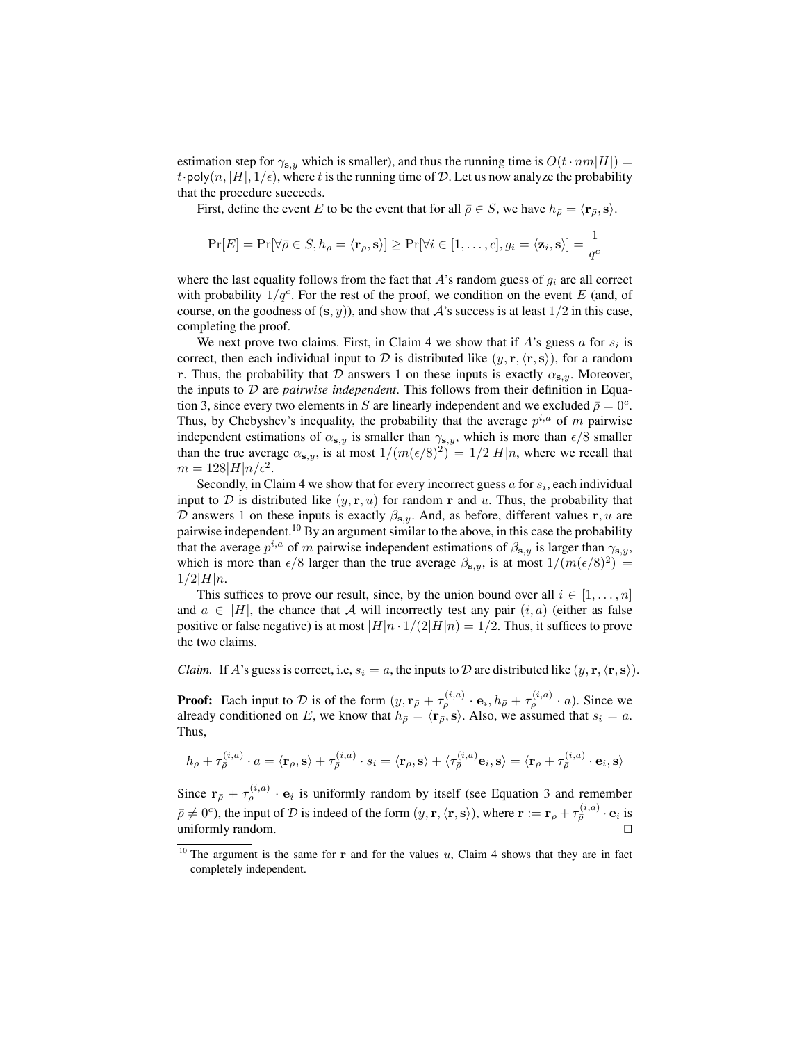estimation step for $\gamma_{\mathbf{s},y}$ which is smaller), and thus the running time is $O(t \cdot nm|H|) = t \cdot \mathsf{poly}(n, |H|, 1/\epsilon)$, where $t$ is the running time of $\mathcal{D}$. Let us now analyze the probability that the procedure succeeds.

First, define the event $E$ to be the event that for all $\bar{\rho} \in S$, we have $h_{\bar{\rho}} = \langle \mathbf{r}_{\bar{\rho}}, \mathbf{s} \rangle$.

$$\Pr[E] = \Pr[\forall \bar{\rho} \in S, h_{\bar{\rho}} = \langle \mathbf{r}_{\bar{\rho}}, \mathbf{s} \rangle] \geq \Pr[\forall i \in [1, \ldots, c], g_i = \langle \mathbf{z}_i, \mathbf{s} \rangle] = \frac{1}{q^c}$$

where the last equality follows from the fact that $A$'s random guess of $g_i$ are all correct with probability $1/q^c$. For the rest of the proof, we condition on the event $E$ (and, of course, on the goodness of $(\mathbf{s}, y)$), and show that $\mathcal{A}$'s success is at least $1/2$ in this case, completing the proof.

We next prove two claims. First, in Claim 4 we show that if $A$'s guess $a$ for $s_i$ is correct, then each individual input to $\mathcal{D}$ is distributed like $(y, \mathbf{r}, \langle \mathbf{r}, \mathbf{s} \rangle)$, for a random $\mathbf{r}$. Thus, the probability that $\mathcal{D}$ answers 1 on these inputs is exactly $\alpha_{\mathbf{s},y}$. Moreover, the inputs to $\mathcal{D}$ are *pairwise independent*. This follows from their definition in Equation 3, since every two elements in $S$ are linearly independent and we excluded $\bar{\rho} = 0^c$. Thus, by Chebyshev's inequality, the probability that the average $p^{i,a}$ of $m$ pairwise independent estimations of $\alpha_{\mathbf{s},y}$ is smaller than $\gamma_{\mathbf{s},y}$, which is more than $\epsilon/8$ smaller than the true average $\alpha_{\mathbf{s},y}$, is at most $1/(m(\epsilon/8)^2) = 1/2|H|n$, where we recall that $m = 128|H|n/\epsilon^2$.

Secondly, in Claim 4 we show that for every incorrect guess $a$ for $s_i$, each individual input to $\mathcal{D}$ is distributed like $(y, \mathbf{r}, u)$ for random $\mathbf{r}$ and $u$. Thus, the probability that $\mathcal{D}$ answers 1 on these inputs is exactly $\beta_{\mathbf{s},y}$. And, as before, different values $\mathbf{r}, u$ are pairwise independent.[10] By an argument similar to the above, in this case the probability that the average $p^{i,a}$ of $m$ pairwise independent estimations of $\beta_{\mathbf{s},y}$ is larger than $\gamma_{\mathbf{s},y}$, which is more than $\epsilon/8$ larger than the true average $\beta_{\mathbf{s},y}$, is at most $1/(m(\epsilon/8)^2) = 1/2|H|n$.

This suffices to prove our result, since, by the union bound over all $i \in [1, \ldots, n]$ and $a \in |H|$, the chance that $\mathcal{A}$ will incorrectly test any pair $(i, a)$ (either as false positive or false negative) is at most $|H|n \cdot 1/(2|H|n) = 1/2$. Thus, it suffices to prove the two claims.

*Claim.* If $A$'s guess is correct, i.e, $s_i = a$, the inputs to $\mathcal{D}$ are distributed like $(y, \mathbf{r}, \langle \mathbf{r}, \mathbf{s} \rangle)$.

**Proof:** Each input to $\mathcal{D}$ is of the form $(y, \mathbf{r}_{\bar{\rho}} + \tau_{\bar{\rho}}^{(i,a)} \cdot \mathbf{e}_i, h_{\bar{\rho}} + \tau_{\bar{\rho}}^{(i,a)} \cdot a)$. Since we already conditioned on $E$, we know that $h_{\bar{\rho}} = \langle \mathbf{r}_{\bar{\rho}}, \mathbf{s} \rangle$. Also, we assumed that $s_i = a$. Thus,

$$h_{\bar{\rho}} + \tau_{\bar{\rho}}^{(i,a)} \cdot a = \langle \mathbf{r}_{\bar{\rho}}, \mathbf{s} \rangle + \tau_{\bar{\rho}}^{(i,a)} \cdot s_i = \langle \mathbf{r}_{\bar{\rho}}, \mathbf{s} \rangle + \langle \tau_{\bar{\rho}}^{(i,a)} \mathbf{e}_i, \mathbf{s} \rangle = \langle \mathbf{r}_{\bar{\rho}} + \tau_{\bar{\rho}}^{(i,a)} \cdot \mathbf{e}_i, \mathbf{s} \rangle$$

Since $\mathbf{r}_{\bar{\rho}} + \tau_{\bar{\rho}}^{(i,a)} \cdot \mathbf{e}_i$ is uniformly random by itself (see Equation 3 and remember $\bar{\rho} \neq 0^c$), the input of $\mathcal{D}$ is indeed of the form $(y, \mathbf{r}, \langle \mathbf{r}, \mathbf{s} \rangle)$, where $\mathbf{r} := \mathbf{r}_{\bar{\rho}} + \tau_{\bar{\rho}}^{(i,a)} \cdot \mathbf{e}_i$ is uniformly random. □

[10] The argument is the same for $\mathbf{r}$ and for the values $u$, Claim 4 shows that they are in fact completely independent.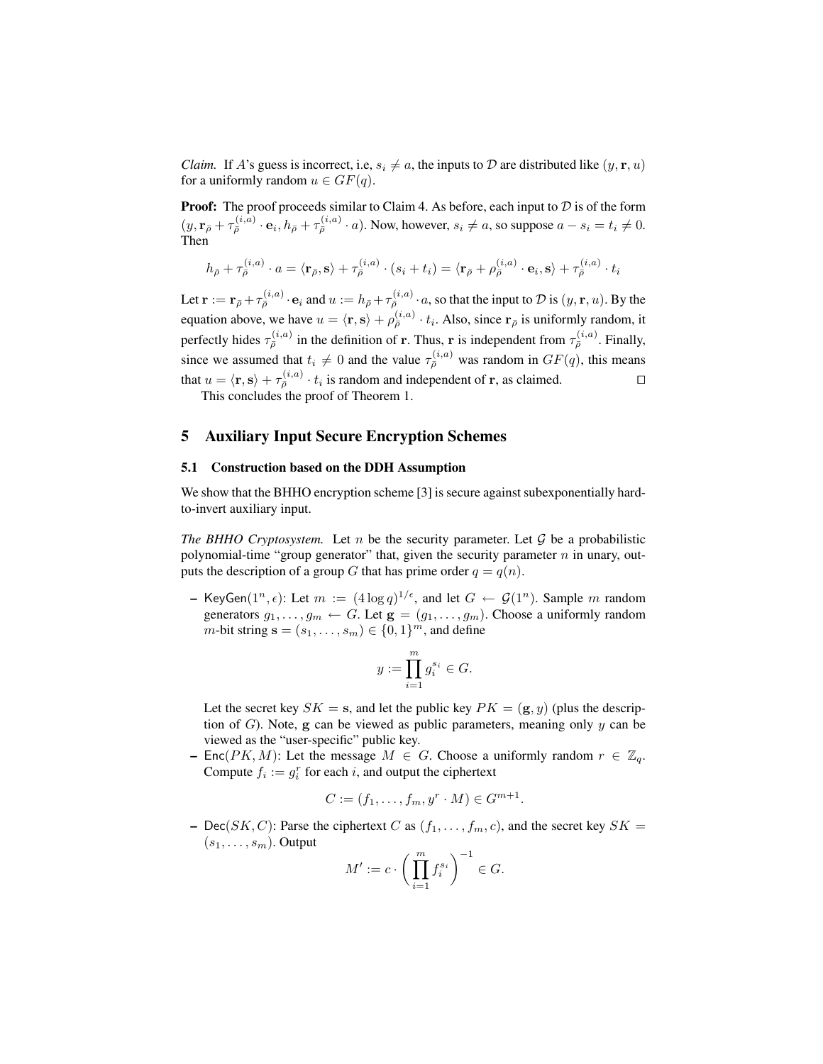*Claim.* If $A$'s guess is incorrect, i.e, $s_i \neq a$, the inputs to $\mathcal{D}$ are distributed like $(y, \mathbf{r}, u)$ for a uniformly random $u \in GF(q)$.

**Proof:** The proof proceeds similar to Claim 4. As before, each input to $\mathcal{D}$ is of the form $(y, \mathbf{r}_{\bar{\rho}} + \tau_{\bar{\rho}}^{(i,a)} \cdot \mathbf{e}_i, h_{\bar{\rho}} + \tau_{\bar{\rho}}^{(i,a)} \cdot a)$. Now, however, $s_i \neq a$, so suppose $a - s_i = t_i \neq 0$. Then

$$h_{\bar{\rho}} + \tau_{\bar{\rho}}^{(i,a)} \cdot a = \langle \mathbf{r}_{\bar{\rho}}, \mathbf{s} \rangle + \tau_{\bar{\rho}}^{(i,a)} \cdot (s_i + t_i) = \langle \mathbf{r}_{\bar{\rho}} + \rho_{\bar{\rho}}^{(i,a)} \cdot \mathbf{e}_i, \mathbf{s} \rangle + \tau_{\bar{\rho}}^{(i,a)} \cdot t_i$$

Let $\mathbf{r} := \mathbf{r}_{\bar{\rho}} + \tau_{\bar{\rho}}^{(i,a)} \cdot \mathbf{e}_i$ and $u := h_{\bar{\rho}} + \tau_{\bar{\rho}}^{(i,a)} \cdot a$, so that the input to $\mathcal{D}$ is $(y, \mathbf{r}, u)$. By the equation above, we have $u = \langle \mathbf{r}, \mathbf{s} \rangle + \rho_{\bar{\rho}}^{(i,a)} \cdot t_i$. Also, since $\mathbf{r}_{\bar{\rho}}$ is uniformly random, it perfectly hides $\tau_{\bar{\rho}}^{(i,a)}$ in the definition of $\mathbf{r}$. Thus, $\mathbf{r}$ is independent from $\tau_{\bar{\rho}}^{(i,a)}$. Finally, since we assumed that $t_i \neq 0$ and the value $\tau_{\bar{\rho}}^{(i,a)}$ was random in $GF(q)$, this means that $u = \langle \mathbf{r}, \mathbf{s} \rangle + \tau_{\bar{\rho}}^{(i,a)} \cdot t_i$ is random and independent of $\mathbf{r}$, as claimed. □

This concludes the proof of Theorem 1.

## 5 Auxiliary Input Secure Encryption Schemes

### 5.1 Construction based on the DDH Assumption

We show that the BHHO encryption scheme [3] is secure against subexponentially hard-to-invert auxiliary input.

*The BHHO Cryptosystem.* Let $n$ be the security parameter. Let $\mathcal{G}$ be a probabilistic polynomial-time "group generator" that, given the security parameter $n$ in unary, outputs the description of a group $G$ that has prime order $q = q(n)$.

- $\mathsf{KeyGen}(1^n, \epsilon)$: Let $m := (4 \log q)^{1/\epsilon}$, and let $G \leftarrow \mathcal{G}(1^n)$. Sample $m$ random generators $g_1, \ldots, g_m \leftarrow G$. Let $\mathbf{g} = (g_1, \ldots, g_m)$. Choose a uniformly random $m$-bit string $\mathbf{s} = (s_1, \ldots, s_m) \in \{0,1\}^m$, and define

$$y := \prod_{i=1}^{m} g_i^{s_i} \in G.$$

  Let the secret key $SK = \mathbf{s}$, and let the public key $PK = (\mathbf{g}, y)$ (plus the description of $G$). Note, $\mathbf{g}$ can be viewed as public parameters, meaning only $y$ can be viewed as the "user-specific" public key.
- $\mathsf{Enc}(PK, M)$: Let the message $M \in G$. Choose a uniformly random $r \in \mathbb{Z}_q$. Compute $f_i := g_i^r$ for each $i$, and output the ciphertext

$$C := (f_1, \ldots, f_m, y^r \cdot M) \in G^{m+1}.$$

- $\mathsf{Dec}(SK, C)$: Parse the ciphertext $C$ as $(f_1, \ldots, f_m, c)$, and the secret key $SK = (s_1, \ldots, s_m)$. Output

$$M' := c \cdot \left( \prod_{i=1}^{m} f_i^{s_i} \right)^{-1} \in G.$$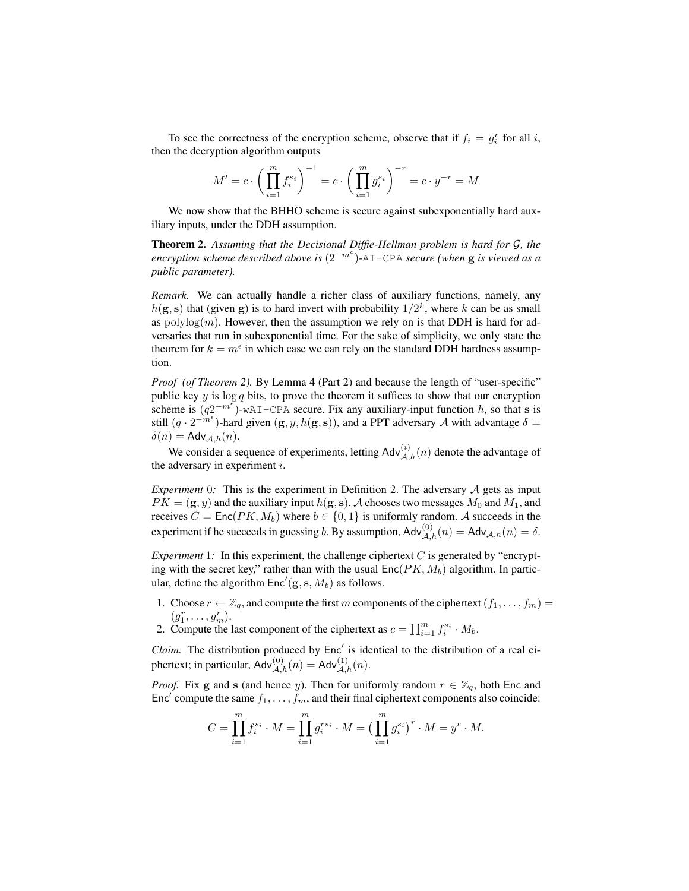To see the correctness of the encryption scheme, observe that if $f_i = g_i^r$ for all $i$, then the decryption algorithm outputs

$$M' = c \cdot \left( \prod_{i=1}^{m} f_i^{s_i} \right)^{-1} = c \cdot \left( \prod_{i=1}^{m} g_i^{s_i} \right)^{-r} = c \cdot y^{-r} = M$$

We now show that the BHHO scheme is secure against subexponentially hard auxiliary inputs, under the DDH assumption.

**Theorem 2.** *Assuming that the Decisional Diffie-Hellman problem is hard for $\mathcal{G}$, the encryption scheme described above is $(2^{-m^\epsilon})$-*`AI-CPA` *secure (when $\mathbf{g}$ is viewed as a public parameter).*

*Remark.* We can actually handle a richer class of auxiliary functions, namely, any $h(\mathbf{g}, \mathbf{s})$ that (given $\mathbf{g}$) is to hard invert with probability $1/2^k$, where $k$ can be as small as $\mathrm{polylog}(m)$. However, then the assumption we rely on is that DDH is hard for adversaries that run in subexponential time. For the sake of simplicity, we only state the theorem for $k = m^\epsilon$ in which case we can rely on the standard DDH hardness assumption.

*Proof (of Theorem 2).* By Lemma 4 (Part 2) and because the length of "user-specific" public key $y$ is $\log q$ bits, to prove the theorem it suffices to show that our encryption scheme is $(q2^{-m^\epsilon})$-`wAI-CPA` secure. Fix any auxiliary-input function $h$, so that $\mathbf{s}$ is still $(q \cdot 2^{-m^\epsilon})$-hard given $(\mathbf{g}, y, h(\mathbf{g}, \mathbf{s}))$, and a PPT adversary $\mathcal{A}$ with advantage $\delta = \delta(n) = \mathsf{Adv}_{\mathcal{A},h}(n)$.

We consider a sequence of experiments, letting $\mathsf{Adv}^{(i)}_{\mathcal{A},h}(n)$ denote the advantage of the adversary in experiment $i$.

*Experiment 0:* This is the experiment in Definition 2. The adversary $\mathcal{A}$ gets as input $PK = (\mathbf{g}, y)$ and the auxiliary input $h(\mathbf{g}, \mathbf{s})$. $\mathcal{A}$ chooses two messages $M_0$ and $M_1$, and receives $C = \mathsf{Enc}(PK, M_b)$ where $b \in \{0, 1\}$ is uniformly random. $\mathcal{A}$ succeeds in the experiment if he succeeds in guessing $b$. By assumption, $\mathsf{Adv}^{(0)}_{\mathcal{A},h}(n) = \mathsf{Adv}_{\mathcal{A},h}(n) = \delta$.

*Experiment 1:* In this experiment, the challenge ciphertext $C$ is generated by "encrypting with the secret key," rather than with the usual $\mathsf{Enc}(PK, M_b)$ algorithm. In particular, define the algorithm $\mathsf{Enc}'(\mathbf{g}, \mathbf{s}, M_b)$ as follows.

1. Choose $r \leftarrow \mathbb{Z}_q$, and compute the first $m$ components of the ciphertext $(f_1, \ldots, f_m) = (g_1^r, \ldots, g_m^r)$.
2. Compute the last component of the ciphertext as $c = \prod_{i=1}^{m} f_i^{s_i} \cdot M_b$.

*Claim.* The distribution produced by $\mathsf{Enc}'$ is identical to the distribution of a real ciphertext; in particular, $\mathsf{Adv}^{(0)}_{\mathcal{A},h}(n) = \mathsf{Adv}^{(1)}_{\mathcal{A},h}(n)$.

*Proof.* Fix $\mathbf{g}$ and $\mathbf{s}$ (and hence $y$). Then for uniformly random $r \in \mathbb{Z}_q$, both $\mathsf{Enc}$ and $\mathsf{Enc}'$ compute the same $f_1, \ldots, f_m$, and their final ciphertext components also coincide:

$$C = \prod_{i=1}^{m} f_i^{s_i} \cdot M = \prod_{i=1}^{m} g_i^{rs_i} \cdot M = \big( \prod_{i=1}^{m} g_i^{s_i} \big)^r \cdot M = y^r \cdot M.$$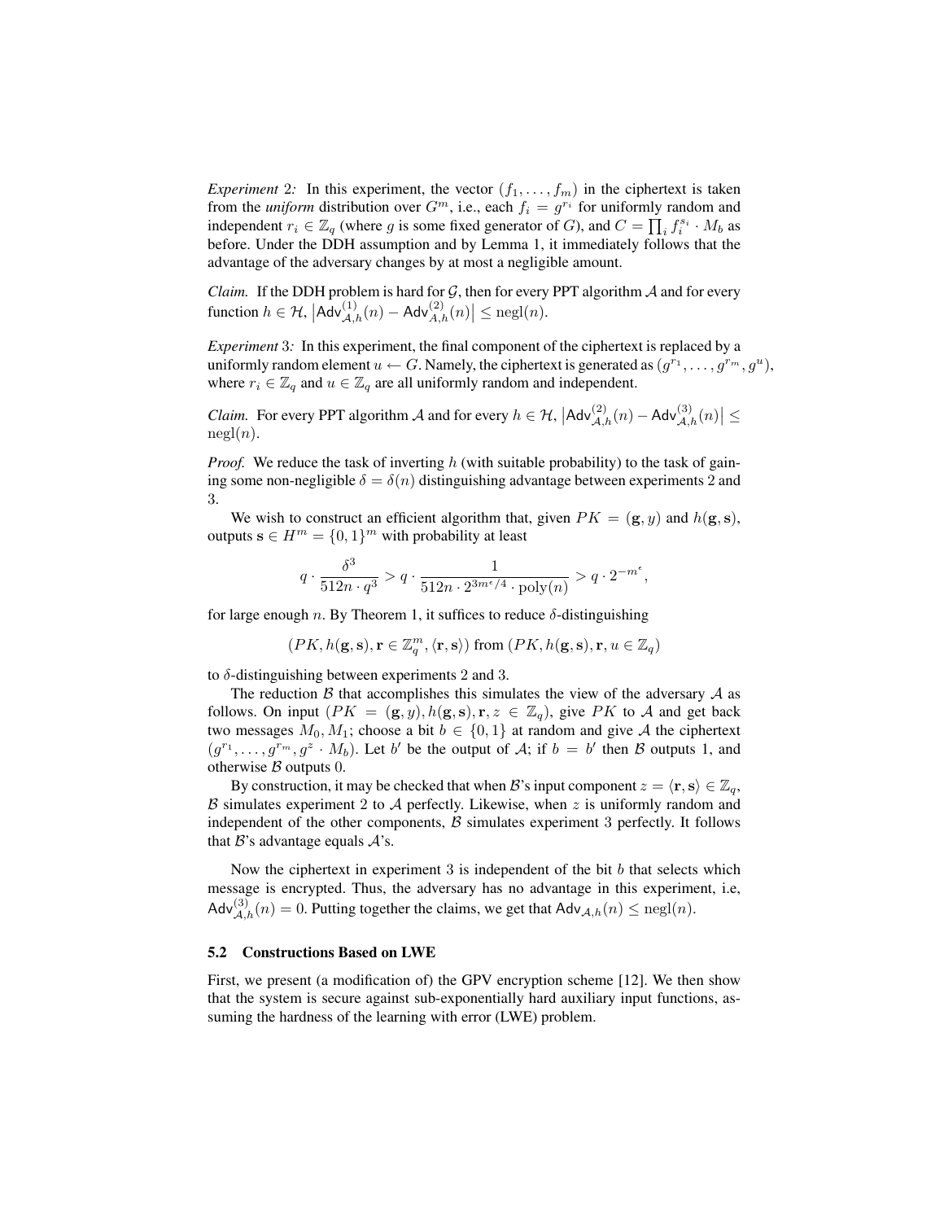*Experiment* 2*:* In this experiment, the vector $(f_1, \ldots, f_m)$ in the ciphertext is taken from the *uniform* distribution over $G^m$, i.e., each $f_i = g^{r_i}$ for uniformly random and independent $r_i \in \mathbb{Z}_q$ (where $g$ is some fixed generator of $G$), and $C = \prod_i f_i^{s_i} \cdot M_b$ as before. Under the DDH assumption and by Lemma 1, it immediately follows that the advantage of the adversary changes by at most a negligible amount.

*Claim.* If the DDH problem is hard for $\mathcal{G}$, then for every PPT algorithm $\mathcal{A}$ and for every function $h \in \mathcal{H}$, $\left|\mathsf{Adv}^{(1)}_{\mathcal{A},h}(n) - \mathsf{Adv}^{(2)}_{A,h}(n)\right| \leq \mathrm{negl}(n)$.

*Experiment* 3*:* In this experiment, the final component of the ciphertext is replaced by a uniformly random element $u \leftarrow G$. Namely, the ciphertext is generated as $(g^{r_1}, \ldots, g^{r_m}, g^u)$, where $r_i \in \mathbb{Z}_q$ and $u \in \mathbb{Z}_q$ are all uniformly random and independent.

*Claim.* For every PPT algorithm $\mathcal{A}$ and for every $h \in \mathcal{H}$, $\left|\mathsf{Adv}^{(2)}_{\mathcal{A},h}(n) - \mathsf{Adv}^{(3)}_{\mathcal{A},h}(n)\right| \leq \mathrm{negl}(n)$.

*Proof.* We reduce the task of inverting $h$ (with suitable probability) to the task of gaining some non-negligible $\delta = \delta(n)$ distinguishing advantage between experiments 2 and 3.

We wish to construct an efficient algorithm that, given $PK = (\mathbf{g}, y)$ and $h(\mathbf{g}, \mathbf{s})$, outputs $\mathbf{s} \in H^m = \{0,1\}^m$ with probability at least

$$q \cdot \frac{\delta^3}{512n \cdot q^3} > q \cdot \frac{1}{512n \cdot 2^{3m^\epsilon/4} \cdot \mathrm{poly}(n)} > q \cdot 2^{-m^\epsilon},$$

for large enough $n$. By Theorem 1, it suffices to reduce $\delta$-distinguishing

$$(PK, h(\mathbf{g}, \mathbf{s}), \mathbf{r} \in \mathbb{Z}_q^m, \langle \mathbf{r}, \mathbf{s} \rangle) \text{ from } (PK, h(\mathbf{g}, \mathbf{s}), \mathbf{r}, u \in \mathbb{Z}_q)$$

to $\delta$-distinguishing between experiments 2 and 3.

The reduction $\mathcal{B}$ that accomplishes this simulates the view of the adversary $\mathcal{A}$ as follows. On input $(PK = (\mathbf{g}, y), h(\mathbf{g}, \mathbf{s}), \mathbf{r}, z \in \mathbb{Z}_q)$, give $PK$ to $\mathcal{A}$ and get back two messages $M_0, M_1$; choose a bit $b \in \{0,1\}$ at random and give $\mathcal{A}$ the ciphertext $(g^{r_1}, \ldots, g^{r_m}, g^z \cdot M_b)$. Let $b'$ be the output of $\mathcal{A}$; if $b = b'$ then $\mathcal{B}$ outputs 1, and otherwise $\mathcal{B}$ outputs 0.

By construction, it may be checked that when $\mathcal{B}$'s input component $z = \langle \mathbf{r}, \mathbf{s} \rangle \in \mathbb{Z}_q$, $\mathcal{B}$ simulates experiment 2 to $\mathcal{A}$ perfectly. Likewise, when $z$ is uniformly random and independent of the other components, $\mathcal{B}$ simulates experiment 3 perfectly. It follows that $\mathcal{B}$'s advantage equals $\mathcal{A}$'s.

Now the ciphertext in experiment 3 is independent of the bit $b$ that selects which message is encrypted. Thus, the adversary has no advantage in this experiment, i.e, $\mathsf{Adv}^{(3)}_{\mathcal{A},h}(n) = 0$. Putting together the claims, we get that $\mathsf{Adv}_{\mathcal{A},h}(n) \leq \mathrm{negl}(n)$.

### 5.2 Constructions Based on LWE

First, we present (a modification of) the GPV encryption scheme [12]. We then show that the system is secure against sub-exponentially hard auxiliary input functions, assuming the hardness of the learning with error (LWE) problem.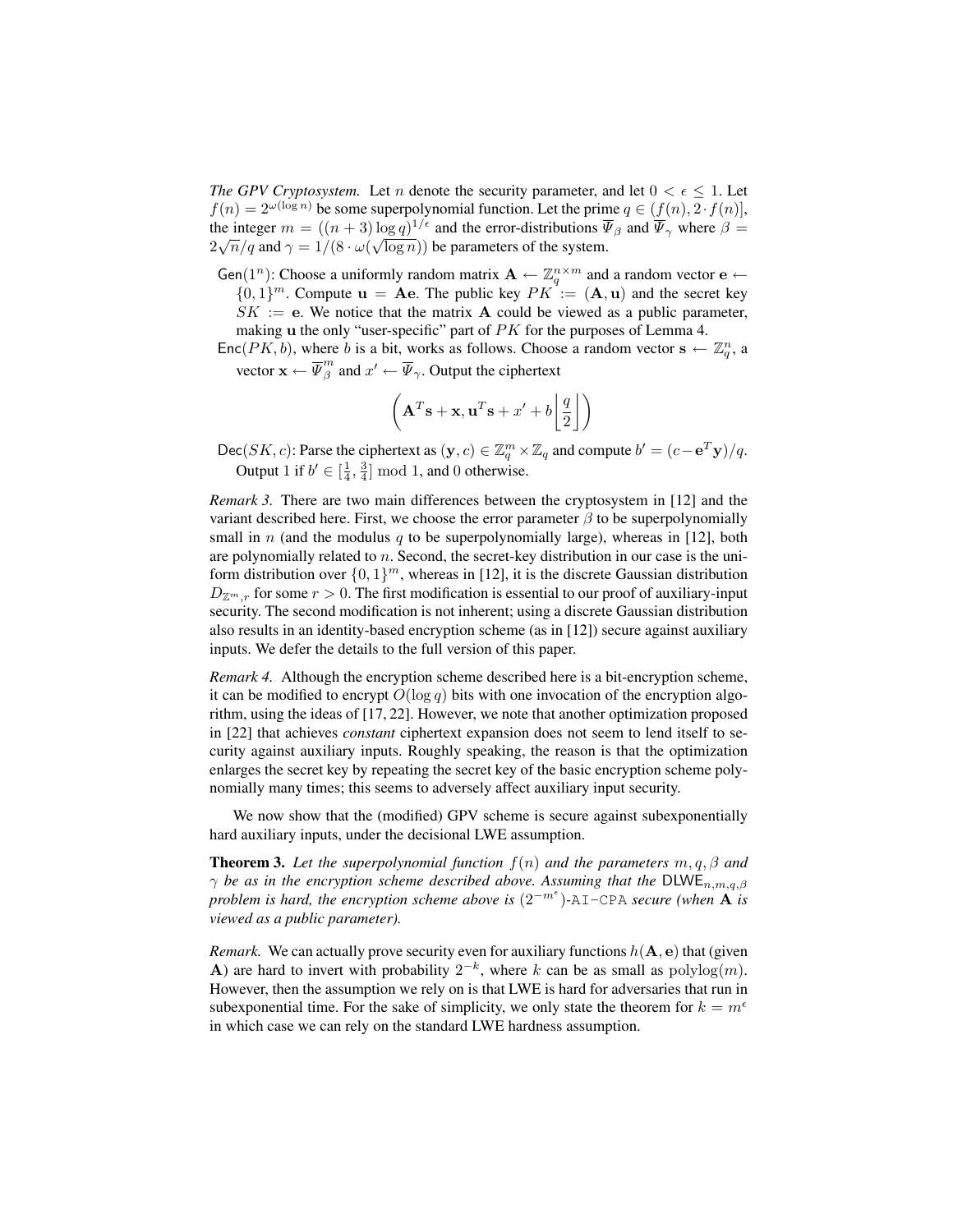*The GPV Cryptosystem.* Let $n$ denote the security parameter, and let $0 < \epsilon \leq 1$. Let $f(n) = 2^{\omega(\log n)}$ be some superpolynomial function. Let the prime $q \in (f(n), 2 \cdot f(n)]$, the integer $m = ((n+3)\log q)^{1/\epsilon}$ and the error-distributions $\overline{\Psi}_\beta$ and $\overline{\Psi}_\gamma$ where $\beta = 2\sqrt{n}/q$ and $\gamma = 1/(8 \cdot \omega(\sqrt{\log n}))$ be parameters of the system.

- $\mathsf{Gen}(1^n)$: Choose a uniformly random matrix $\mathbf{A} \leftarrow \mathbb{Z}_q^{n \times m}$ and a random vector $\mathbf{e} \leftarrow \{0,1\}^m$. Compute $\mathbf{u} = \mathbf{A}\mathbf{e}$. The public key $PK := (\mathbf{A}, \mathbf{u})$ and the secret key $SK := \mathbf{e}$. We notice that the matrix $\mathbf{A}$ could be viewed as a public parameter, making $\mathbf{u}$ the only "user-specific" part of $PK$ for the purposes of Lemma 4.
- $\mathsf{Enc}(PK, b)$, where $b$ is a bit, works as follows. Choose a random vector $\mathbf{s} \leftarrow \mathbb{Z}_q^n$, a vector $\mathbf{x} \leftarrow \overline{\Psi}_\beta^m$ and $x' \leftarrow \overline{\Psi}_\gamma$. Output the ciphertext

$$\left(\mathbf{A}^T\mathbf{s} + \mathbf{x}, \mathbf{u}^T\mathbf{s} + x' + b\left\lfloor \frac{q}{2} \right\rfloor\right)$$

- $\mathsf{Dec}(SK, c)$: Parse the ciphertext as $(\mathbf{y}, c) \in \mathbb{Z}_q^m \times \mathbb{Z}_q$ and compute $b' = (c - \mathbf{e}^T\mathbf{y})/q$. Output 1 if $b' \in [\frac{1}{4}, \frac{3}{4}] \bmod 1$, and 0 otherwise.

*Remark 3.* There are two main differences between the cryptosystem in [12] and the variant described here. First, we choose the error parameter $\beta$ to be superpolynomially small in $n$ (and the modulus $q$ to be superpolynomially large), whereas in [12], both are polynomially related to $n$. Second, the secret-key distribution in our case is the uniform distribution over $\{0,1\}^m$, whereas in [12], it is the discrete Gaussian distribution $D_{\mathbb{Z}^m, r}$ for some $r > 0$. The first modification is essential to our proof of auxiliary-input security. The second modification is not inherent; using a discrete Gaussian distribution also results in an identity-based encryption scheme (as in [12]) secure against auxiliary inputs. We defer the details to the full version of this paper.

*Remark 4.* Although the encryption scheme described here is a bit-encryption scheme, it can be modified to encrypt $O(\log q)$ bits with one invocation of the encryption algorithm, using the ideas of [17, 22]. However, we note that another optimization proposed in [22] that achieves *constant* ciphertext expansion does not seem to lend itself to security against auxiliary inputs. Roughly speaking, the reason is that the optimization enlarges the secret key by repeating the secret key of the basic encryption scheme polynomially many times; this seems to adversely affect auxiliary input security.

We now show that the (modified) GPV scheme is secure against subexponentially hard auxiliary inputs, under the decisional LWE assumption.

**Theorem 3.** *Let the superpolynomial function $f(n)$ and the parameters $m, q, \beta$ and $\gamma$ be as in the encryption scheme described above. Assuming that the $\mathsf{DLWE}_{n,m,q,\beta}$ problem is hard, the encryption scheme above is $(2^{-m^\epsilon})$-AI-CPA secure (when $\mathbf{A}$ is viewed as a public parameter).*

*Remark.* We can actually prove security even for auxiliary functions $h(\mathbf{A}, \mathbf{e})$ that (given $\mathbf{A}$) are hard to invert with probability $2^{-k}$, where $k$ can be as small as $\mathrm{polylog}(m)$. However, then the assumption we rely on is that LWE is hard for adversaries that run in subexponential time. For the sake of simplicity, we only state the theorem for $k = m^\epsilon$ in which case we can rely on the standard LWE hardness assumption.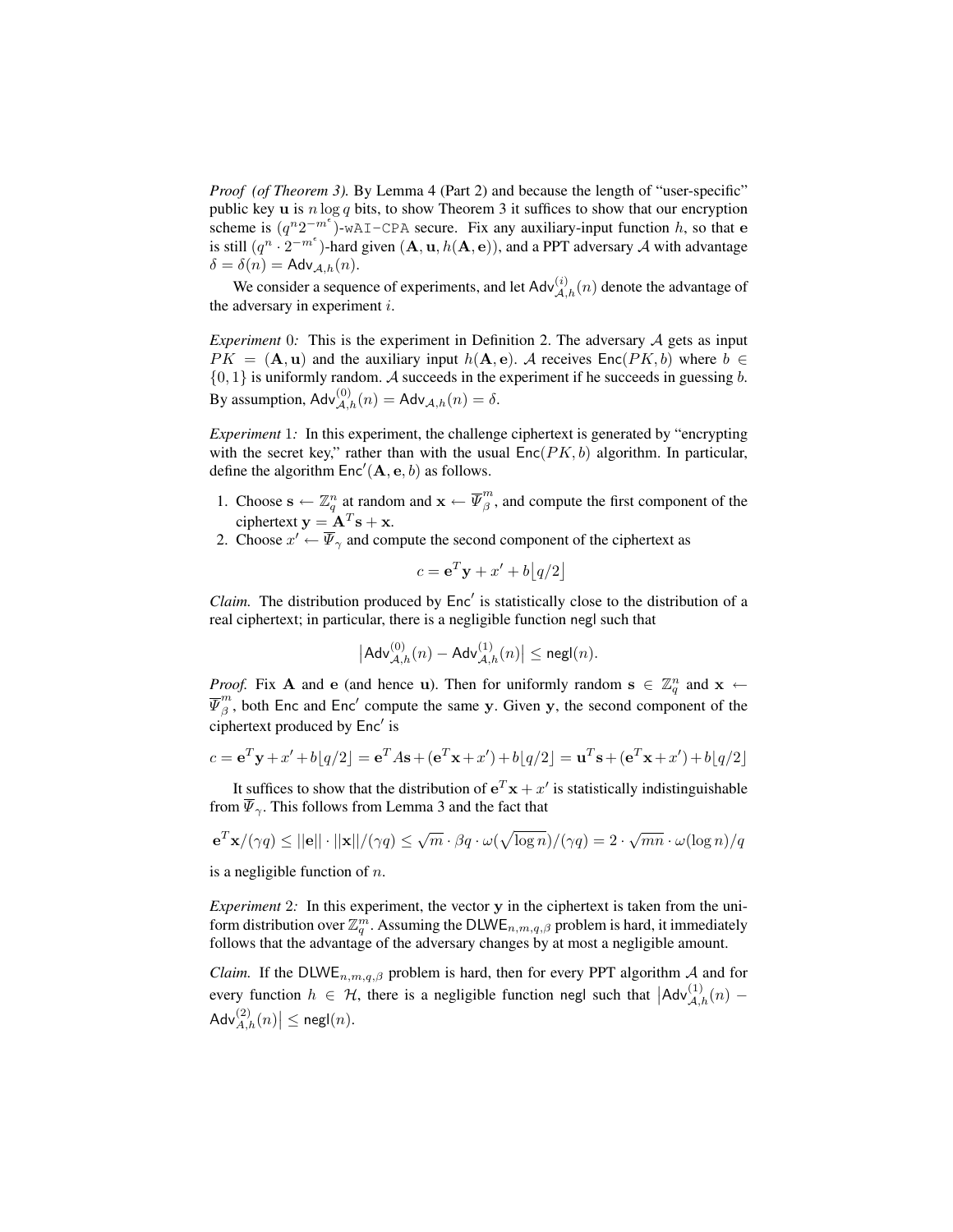*Proof (of Theorem 3).* By Lemma 4 (Part 2) and because the length of "user-specific" public key $\mathbf{u}$ is $n \log q$ bits, to show Theorem 3 it suffices to show that our encryption scheme is $(q^n 2^{-m^\epsilon})$-wAI-CPA secure. Fix any auxiliary-input function $h$, so that $\mathbf{e}$ is still $(q^n \cdot 2^{-m^\epsilon})$-hard given $(\mathbf{A}, \mathbf{u}, h(\mathbf{A}, \mathbf{e}))$, and a PPT adversary $\mathcal{A}$ with advantage $\delta = \delta(n) = \mathsf{Adv}_{\mathcal{A},h}(n)$.

We consider a sequence of experiments, and let $\mathsf{Adv}^{(i)}_{\mathcal{A},h}(n)$ denote the advantage of the adversary in experiment $i$.

*Experiment* 0*:* This is the experiment in Definition 2. The adversary $\mathcal{A}$ gets as input $PK = (\mathbf{A}, \mathbf{u})$ and the auxiliary input $h(\mathbf{A}, \mathbf{e})$. $\mathcal{A}$ receives $\mathsf{Enc}(PK, b)$ where $b \in \{0, 1\}$ is uniformly random. $\mathcal{A}$ succeeds in the experiment if he succeeds in guessing $b$. By assumption, $\mathsf{Adv}^{(0)}_{\mathcal{A},h}(n) = \mathsf{Adv}_{\mathcal{A},h}(n) = \delta$.

*Experiment* 1*:* In this experiment, the challenge ciphertext is generated by "encrypting with the secret key," rather than with the usual $\mathsf{Enc}(PK, b)$ algorithm. In particular, define the algorithm $\mathsf{Enc}'(\mathbf{A}, \mathbf{e}, b)$ as follows.

1. Choose $\mathbf{s} \leftarrow \mathbb{Z}_q^n$ at random and $\mathbf{x} \leftarrow \overline{\Psi}_\beta^m$, and compute the first component of the ciphertext $\mathbf{y} = \mathbf{A}^T\mathbf{s} + \mathbf{x}$.
2. Choose $x' \leftarrow \overline{\Psi}_\gamma$ and compute the second component of the ciphertext as

$$c = \mathbf{e}^T\mathbf{y} + x' + b\lfloor q/2 \rfloor$$

*Claim.* The distribution produced by $\mathsf{Enc}'$ is statistically close to the distribution of a real ciphertext; in particular, there is a negligible function negl such that

$$\left|\mathsf{Adv}^{(0)}_{\mathcal{A},h}(n) - \mathsf{Adv}^{(1)}_{\mathcal{A},h}(n)\right| \leq \mathsf{negl}(n).$$

*Proof.* Fix $\mathbf{A}$ and $\mathbf{e}$ (and hence $\mathbf{u}$). Then for uniformly random $\mathbf{s} \in \mathbb{Z}_q^n$ and $\mathbf{x} \leftarrow \overline{\Psi}_\beta^m$, both $\mathsf{Enc}$ and $\mathsf{Enc}'$ compute the same $\mathbf{y}$. Given $\mathbf{y}$, the second component of the ciphertext produced by $\mathsf{Enc}'$ is

$$c = \mathbf{e}^T\mathbf{y} + x' + b\lfloor q/2 \rfloor = \mathbf{e}^T A\mathbf{s} + (\mathbf{e}^T\mathbf{x} + x') + b\lfloor q/2 \rfloor = \mathbf{u}^T\mathbf{s} + (\mathbf{e}^T\mathbf{x} + x') + b\lfloor q/2 \rfloor$$

It suffices to show that the distribution of $\mathbf{e}^T\mathbf{x} + x'$ is statistically indistinguishable from $\overline{\Psi}_\gamma$. This follows from Lemma 3 and the fact that

$$\mathbf{e}^T\mathbf{x}/(\gamma q) \leq ||\mathbf{e}|| \cdot ||\mathbf{x}||/(\gamma q) \leq \sqrt{m} \cdot \beta q \cdot \omega(\sqrt{\log n})/(\gamma q) = 2 \cdot \sqrt{mn} \cdot \omega(\log n)/q$$

is a negligible function of $n$.

*Experiment* 2*:* In this experiment, the vector $\mathbf{y}$ in the ciphertext is taken from the uniform distribution over $\mathbb{Z}_q^m$. Assuming the $\mathsf{DLWE}_{n,m,q,\beta}$ problem is hard, it immediately follows that the advantage of the adversary changes by at most a negligible amount.

*Claim.* If the $\mathsf{DLWE}_{n,m,q,\beta}$ problem is hard, then for every PPT algorithm $\mathcal{A}$ and for every function $h \in \mathcal{H}$, there is a negligible function negl such that $\left|\mathsf{Adv}^{(1)}_{\mathcal{A},h}(n) - \mathsf{Adv}^{(2)}_{A,h}(n)\right| \leq \mathsf{negl}(n)$.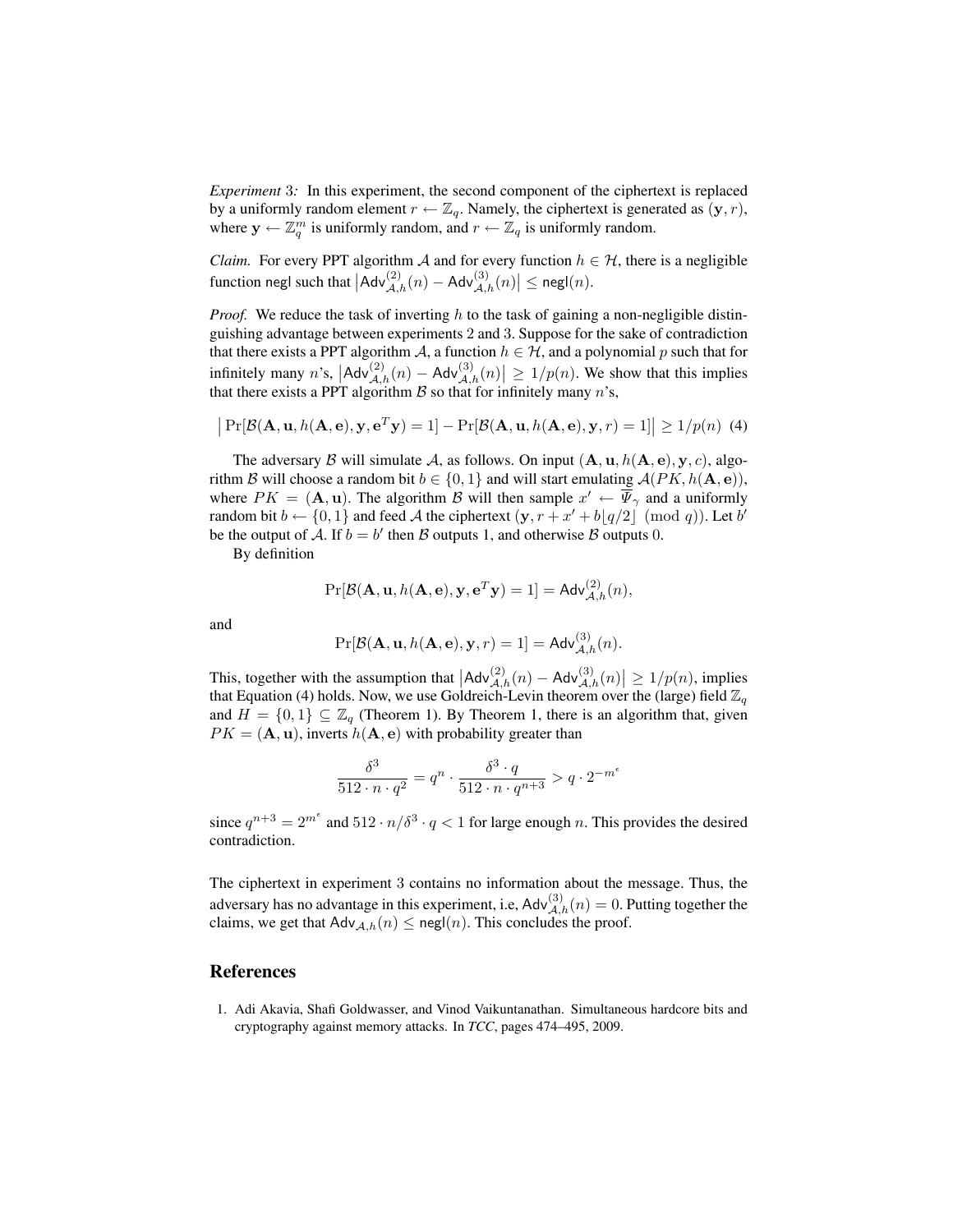*Experiment* 3*:* In this experiment, the second component of the ciphertext is replaced by a uniformly random element $r \leftarrow \mathbb{Z}_q$. Namely, the ciphertext is generated as $(\mathbf{y}, r)$, where $\mathbf{y} \leftarrow \mathbb{Z}_q^m$ is uniformly random, and $r \leftarrow \mathbb{Z}_q$ is uniformly random.

*Claim.* For every PPT algorithm $\mathcal{A}$ and for every function $h \in \mathcal{H}$, there is a negligible function negl such that $\left|\mathsf{Adv}^{(2)}_{\mathcal{A},h}(n) - \mathsf{Adv}^{(3)}_{\mathcal{A},h}(n)\right| \leq \mathsf{negl}(n)$.

*Proof.* We reduce the task of inverting $h$ to the task of gaining a non-negligible distinguishing advantage between experiments 2 and 3. Suppose for the sake of contradiction that there exists a PPT algorithm $\mathcal{A}$, a function $h \in \mathcal{H}$, and a polynomial $p$ such that for infinitely many $n$'s, $\left|\mathsf{Adv}^{(2)}_{\mathcal{A},h}(n) - \mathsf{Adv}^{(3)}_{\mathcal{A},h}(n)\right| \geq 1/p(n)$. We show that this implies that there exists a PPT algorithm $\mathcal{B}$ so that for infinitely many $n$'s,

$$\left|\Pr[\mathcal{B}(\mathbf{A}, \mathbf{u}, h(\mathbf{A}, \mathbf{e}), \mathbf{y}, \mathbf{e}^T\mathbf{y}) = 1] - \Pr[\mathcal{B}(\mathbf{A}, \mathbf{u}, h(\mathbf{A}, \mathbf{e}), \mathbf{y}, r) = 1]\right| \geq 1/p(n) \quad (4)$$

The adversary $\mathcal{B}$ will simulate $\mathcal{A}$, as follows. On input $(\mathbf{A}, \mathbf{u}, h(\mathbf{A}, \mathbf{e}), \mathbf{y}, c)$, algorithm $\mathcal{B}$ will choose a random bit $b \in \{0, 1\}$ and will start emulating $\mathcal{A}(PK, h(\mathbf{A}, \mathbf{e}))$, where $PK = (\mathbf{A}, \mathbf{u})$. The algorithm $\mathcal{B}$ will then sample $x' \leftarrow \overline{\Psi}_\gamma$ and a uniformly random bit $b \leftarrow \{0, 1\}$ and feed $\mathcal{A}$ the ciphertext $(\mathbf{y}, r + x' + b\lfloor q/2 \rfloor \pmod q)$. Let $b'$ be the output of $\mathcal{A}$. If $b = b'$ then $\mathcal{B}$ outputs 1, and otherwise $\mathcal{B}$ outputs 0.

By definition

$$\Pr[\mathcal{B}(\mathbf{A}, \mathbf{u}, h(\mathbf{A}, \mathbf{e}), \mathbf{y}, \mathbf{e}^T\mathbf{y}) = 1] = \mathsf{Adv}^{(2)}_{\mathcal{A},h}(n),$$

and

$$\Pr[\mathcal{B}(\mathbf{A}, \mathbf{u}, h(\mathbf{A}, \mathbf{e}), \mathbf{y}, r) = 1] = \mathsf{Adv}^{(3)}_{\mathcal{A},h}(n).$$

This, together with the assumption that $\left|\mathsf{Adv}^{(2)}_{\mathcal{A},h}(n) - \mathsf{Adv}^{(3)}_{\mathcal{A},h}(n)\right| \geq 1/p(n)$, implies that Equation (4) holds. Now, we use Goldreich-Levin theorem over the (large) field $\mathbb{Z}_q$ and $H = \{0, 1\} \subseteq \mathbb{Z}_q$ (Theorem 1). By Theorem 1, there is an algorithm that, given $PK = (\mathbf{A}, \mathbf{u})$, inverts $h(\mathbf{A}, \mathbf{e})$ with probability greater than

$$\frac{\delta^3}{512 \cdot n \cdot q^2} = q^n \cdot \frac{\delta^3 \cdot q}{512 \cdot n \cdot q^{n+3}} > q \cdot 2^{-m^\epsilon}$$

since $q^{n+3} = 2^{m^\epsilon}$ and $512 \cdot n/\delta^3 \cdot q < 1$ for large enough $n$. This provides the desired contradiction.

The ciphertext in experiment 3 contains no information about the message. Thus, the adversary has no advantage in this experiment, i.e, $\mathsf{Adv}^{(3)}_{\mathcal{A},h}(n) = 0$. Putting together the claims, we get that $\mathsf{Adv}_{\mathcal{A},h}(n) \leq \mathsf{negl}(n)$. This concludes the proof.

## References

1. Adi Akavia, Shafi Goldwasser, and Vinod Vaikuntanathan. Simultaneous hardcore bits and cryptography against memory attacks. In *TCC*, pages 474–495, 2009.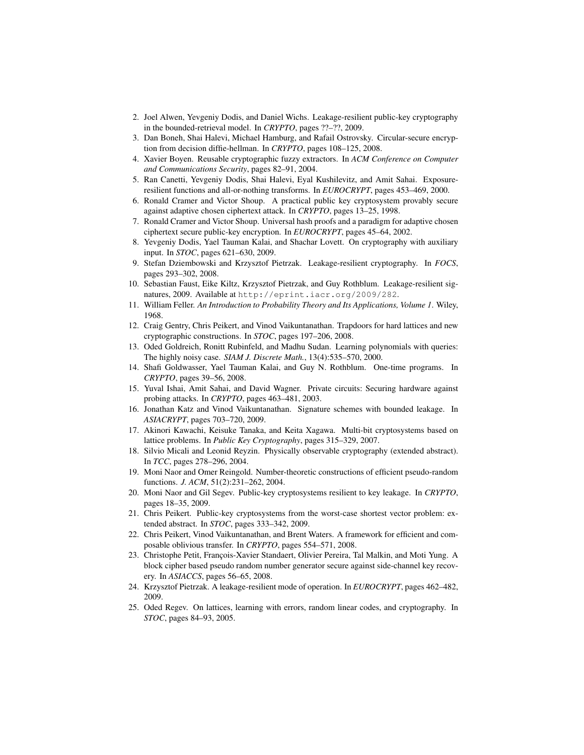2. Joel Alwen, Yevgeniy Dodis, and Daniel Wichs. Leakage-resilient public-key cryptography in the bounded-retrieval model. In *CRYPTO*, pages ??–??, 2009.
3. Dan Boneh, Shai Halevi, Michael Hamburg, and Rafail Ostrovsky. Circular-secure encryption from decision diffie-hellman. In *CRYPTO*, pages 108–125, 2008.
4. Xavier Boyen. Reusable cryptographic fuzzy extractors. In *ACM Conference on Computer and Communications Security*, pages 82–91, 2004.
5. Ran Canetti, Yevgeniy Dodis, Shai Halevi, Eyal Kushilevitz, and Amit Sahai. Exposure-resilient functions and all-or-nothing transforms. In *EUROCRYPT*, pages 453–469, 2000.
6. Ronald Cramer and Victor Shoup. A practical public key cryptosystem provably secure against adaptive chosen ciphertext attack. In *CRYPTO*, pages 13–25, 1998.
7. Ronald Cramer and Victor Shoup. Universal hash proofs and a paradigm for adaptive chosen ciphertext secure public-key encryption. In *EUROCRYPT*, pages 45–64, 2002.
8. Yevgeniy Dodis, Yael Tauman Kalai, and Shachar Lovett. On cryptography with auxiliary input. In *STOC*, pages 621–630, 2009.
9. Stefan Dziembowski and Krzysztof Pietrzak. Leakage-resilient cryptography. In *FOCS*, pages 293–302, 2008.
10. Sebastian Faust, Eike Kiltz, Krzysztof Pietrzak, and Guy Rothblum. Leakage-resilient signatures, 2009. Available at `http://eprint.iacr.org/2009/282`.
11. William Feller. *An Introduction to Probability Theory and Its Applications, Volume 1*. Wiley, 1968.
12. Craig Gentry, Chris Peikert, and Vinod Vaikuntanathan. Trapdoors for hard lattices and new cryptographic constructions. In *STOC*, pages 197–206, 2008.
13. Oded Goldreich, Ronitt Rubinfeld, and Madhu Sudan. Learning polynomials with queries: The highly noisy case. *SIAM J. Discrete Math.*, 13(4):535–570, 2000.
14. Shafi Goldwasser, Yael Tauman Kalai, and Guy N. Rothblum. One-time programs. In *CRYPTO*, pages 39–56, 2008.
15. Yuval Ishai, Amit Sahai, and David Wagner. Private circuits: Securing hardware against probing attacks. In *CRYPTO*, pages 463–481, 2003.
16. Jonathan Katz and Vinod Vaikuntanathan. Signature schemes with bounded leakage. In *ASIACRYPT*, pages 703–720, 2009.
17. Akinori Kawachi, Keisuke Tanaka, and Keita Xagawa. Multi-bit cryptosystems based on lattice problems. In *Public Key Cryptography*, pages 315–329, 2007.
18. Silvio Micali and Leonid Reyzin. Physically observable cryptography (extended abstract). In *TCC*, pages 278–296, 2004.
19. Moni Naor and Omer Reingold. Number-theoretic constructions of efficient pseudo-random functions. *J. ACM*, 51(2):231–262, 2004.
20. Moni Naor and Gil Segev. Public-key cryptosystems resilient to key leakage. In *CRYPTO*, pages 18–35, 2009.
21. Chris Peikert. Public-key cryptosystems from the worst-case shortest vector problem: extended abstract. In *STOC*, pages 333–342, 2009.
22. Chris Peikert, Vinod Vaikuntanathan, and Brent Waters. A framework for efficient and composable oblivious transfer. In *CRYPTO*, pages 554–571, 2008.
23. Christophe Petit, François-Xavier Standaert, Olivier Pereira, Tal Malkin, and Moti Yung. A block cipher based pseudo random number generator secure against side-channel key recovery. In *ASIACCS*, pages 56–65, 2008.
24. Krzysztof Pietrzak. A leakage-resilient mode of operation. In *EUROCRYPT*, pages 462–482, 2009.
25. Oded Regev. On lattices, learning with errors, random linear codes, and cryptography. In *STOC*, pages 84–93, 2005.